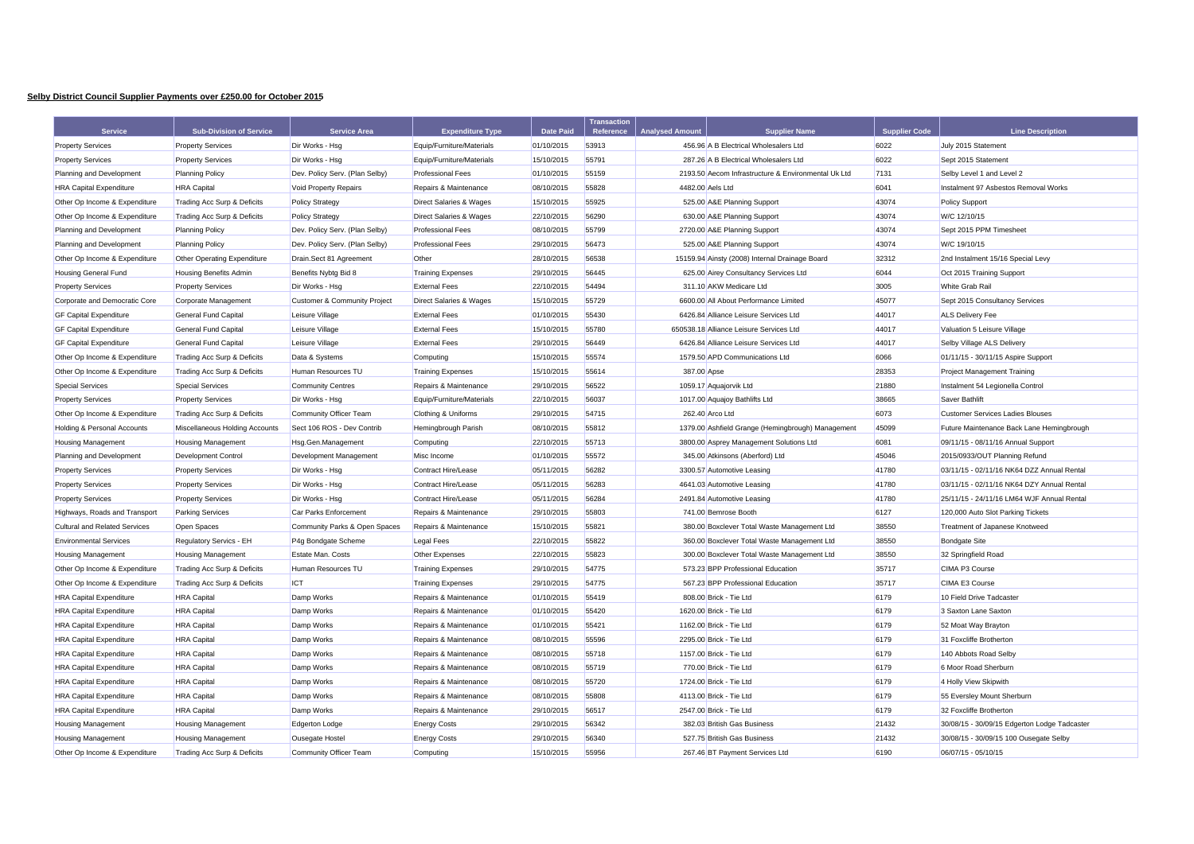**Selby District Council Supplier Payments over £250.00 for October 2015**

| Service | Sub-Division of Service | Service Area | Expenditure Type | Date Paid | Transaction Reference | Analysed Amount | Supplier Name | Supplier Code | Line Description |
|---|---|---|---|---|---|---|---|---|---|
| Property Services | Property Services | Dir Works - Hsg | Equip/Furniture/Materials | 01/10/2015 | 53913 | 456.96 | A B Electrical Wholesalers Ltd | 6022 | July 2015 Statement |
| Property Services | Property Services | Dir Works - Hsg | Equip/Furniture/Materials | 15/10/2015 | 55791 | 287.26 | A B Electrical Wholesalers Ltd | 6022 | Sept 2015 Statement |
| Planning and Development | Planning Policy | Dev. Policy Serv. (Plan Selby) | Professional Fees | 01/10/2015 | 55159 | 2193.50 | Aecom Infrastructure & Environmental Uk Ltd | 7131 | Selby Level 1 and Level 2 |
| HRA Capital Expenditure | HRA Capital | Void Property Repairs | Repairs & Maintenance | 08/10/2015 | 55828 | 4482.00 | Aels Ltd | 6041 | Instalment 97 Asbestos Removal Works |
| Other Op Income & Expenditure | Trading Acc Surp & Deficits | Policy Strategy | Direct Salaries & Wages | 15/10/2015 | 55925 | 525.00 | A&E Planning Support | 43074 | Policy Support |
| Other Op Income & Expenditure | Trading Acc Surp & Deficits | Policy Strategy | Direct Salaries & Wages | 22/10/2015 | 56290 | 630.00 | A&E Planning Support | 43074 | W/C 12/10/15 |
| Planning and Development | Planning Policy | Dev. Policy Serv. (Plan Selby) | Professional Fees | 08/10/2015 | 55799 | 2720.00 | A&E Planning Support | 43074 | Sept 2015 PPM Timesheet |
| Planning and Development | Planning Policy | Dev. Policy Serv. (Plan Selby) | Professional Fees | 29/10/2015 | 56473 | 525.00 | A&E Planning Support | 43074 | W/C 19/10/15 |
| Other Op Income & Expenditure | Other Operating Expenditure | Drain.Sect 81 Agreement | Other | 28/10/2015 | 56538 | 15159.94 | Ainsty (2008) Internal Drainage Board | 32312 | 2nd Instalment 15/16 Special Levy |
| Housing General Fund | Housing Benefits Admin | Benefits Nybtg Bid 8 | Training Expenses | 29/10/2015 | 56445 | 625.00 | Airey Consultancy Services Ltd | 6044 | Oct 2015 Training Support |
| Property Services | Property Services | Dir Works - Hsg | External Fees | 22/10/2015 | 54494 | 311.10 | AKW Medicare Ltd | 3005 | White Grab Rail |
| Corporate and Democratic Core | Corporate Management | Customer & Community Project | Direct Salaries & Wages | 15/10/2015 | 55729 | 6600.00 | All About Performance Limited | 45077 | Sept 2015 Consultancy Services |
| GF Capital Expenditure | General Fund Capital | Leisure Village | External Fees | 01/10/2015 | 55430 | 6426.84 | Alliance Leisure Services Ltd | 44017 | ALS Delivery Fee |
| GF Capital Expenditure | General Fund Capital | Leisure Village | External Fees | 15/10/2015 | 55780 | 650538.18 | Alliance Leisure Services Ltd | 44017 | Valuation 5 Leisure Village |
| GF Capital Expenditure | General Fund Capital | Leisure Village | External Fees | 29/10/2015 | 56449 | 6426.84 | Alliance Leisure Services Ltd | 44017 | Selby Village ALS Delivery |
| Other Op Income & Expenditure | Trading Acc Surp & Deficits | Data & Systems | Computing | 15/10/2015 | 55574 | 1579.50 | APD Communications Ltd | 6066 | 01/11/15 - 30/11/15 Aspire Support |
| Other Op Income & Expenditure | Trading Acc Surp & Deficits | Human Resources TU | Training Expenses | 15/10/2015 | 55614 | 387.00 | Apse | 28353 | Project Management Training |
| Special Services | Special Services | Community Centres | Repairs & Maintenance | 29/10/2015 | 56522 | 1059.17 | Aquajorvik Ltd | 21880 | Instalment 54 Legionella Control |
| Property Services | Property Services | Dir Works - Hsg | Equip/Furniture/Materials | 22/10/2015 | 56037 | 1017.00 | Aquajoy Bathlifts Ltd | 38665 | Saver Bathlift |
| Other Op Income & Expenditure | Trading Acc Surp & Deficits | Community Officer Team | Clothing & Uniforms | 29/10/2015 | 54715 | 262.40 | Arco Ltd | 6073 | Customer Services Ladies Blouses |
| Holding & Personal Accounts | Miscellaneous Holding Accounts | Sect 106 ROS - Dev Contrib | Hemingbrough Parish | 08/10/2015 | 55812 | 1379.00 | Ashfield Grange (Hemingbrough) Management | 45099 | Future Maintenance Back Lane Hemingbrough |
| Housing Management | Housing Management | Hsg.Gen.Management | Computing | 22/10/2015 | 55713 | 3800.00 | Asprey Management Solutions Ltd | 6081 | 09/11/15 - 08/11/16 Annual Support |
| Planning and Development | Development Control | Development Management | Misc Income | 01/10/2015 | 55572 | 345.00 | Atkinsons (Aberford) Ltd | 45046 | 2015/0933/OUT Planning Refund |
| Property Services | Property Services | Dir Works - Hsg | Contract Hire/Lease | 05/11/2015 | 56282 | 3300.57 | Automotive Leasing | 41780 | 03/11/15 - 02/11/16 NK64 DZZ Annual Rental |
| Property Services | Property Services | Dir Works - Hsg | Contract Hire/Lease | 05/11/2015 | 56283 | 4641.03 | Automotive Leasing | 41780 | 03/11/15 - 02/11/16 NK64 DZY Annual Rental |
| Property Services | Property Services | Dir Works - Hsg | Contract Hire/Lease | 05/11/2015 | 56284 | 2491.84 | Automotive Leasing | 41780 | 25/11/15 - 24/11/16 LM64 WJF Annual Rental |
| Highways, Roads and Transport | Parking Services | Car Parks Enforcement | Repairs & Maintenance | 29/10/2015 | 55803 | 741.00 | Bemrose Booth | 6127 | 120,000 Auto Slot Parking Tickets |
| Cultural and Related Services | Open Spaces | Community Parks & Open Spaces | Repairs & Maintenance | 15/10/2015 | 55821 | 380.00 | Boxclever Total Waste Management Ltd | 38550 | Treatment of Japanese Knotweed |
| Environmental Services | Regulatory Servics - EH | P4g Bondgate Scheme | Legal Fees | 22/10/2015 | 55822 | 360.00 | Boxclever Total Waste Management Ltd | 38550 | Bondgate Site |
| Housing Management | Housing Management | Estate Man. Costs | Other Expenses | 22/10/2015 | 55823 | 300.00 | Boxclever Total Waste Management Ltd | 38550 | 32 Springfield Road |
| Other Op Income & Expenditure | Trading Acc Surp & Deficits | Human Resources TU | Training Expenses | 29/10/2015 | 54775 | 573.23 | BPP Professional Education | 35717 | CIMA P3 Course |
| Other Op Income & Expenditure | Trading Acc Surp & Deficits | ICT | Training Expenses | 29/10/2015 | 54775 | 567.23 | BPP Professional Education | 35717 | CIMA E3 Course |
| HRA Capital Expenditure | HRA Capital | Damp Works | Repairs & Maintenance | 01/10/2015 | 55419 | 808.00 | Brick - Tie Ltd | 6179 | 10 Field Drive Tadcaster |
| HRA Capital Expenditure | HRA Capital | Damp Works | Repairs & Maintenance | 01/10/2015 | 55420 | 1620.00 | Brick - Tie Ltd | 6179 | 3 Saxton Lane Saxton |
| HRA Capital Expenditure | HRA Capital | Damp Works | Repairs & Maintenance | 01/10/2015 | 55421 | 1162.00 | Brick - Tie Ltd | 6179 | 52 Moat Way Brayton |
| HRA Capital Expenditure | HRA Capital | Damp Works | Repairs & Maintenance | 08/10/2015 | 55596 | 2295.00 | Brick - Tie Ltd | 6179 | 31 Foxcliffe Brotherton |
| HRA Capital Expenditure | HRA Capital | Damp Works | Repairs & Maintenance | 08/10/2015 | 55718 | 1157.00 | Brick - Tie Ltd | 6179 | 140 Abbots Road Selby |
| HRA Capital Expenditure | HRA Capital | Damp Works | Repairs & Maintenance | 08/10/2015 | 55719 | 770.00 | Brick - Tie Ltd | 6179 | 6 Moor Road Sherburn |
| HRA Capital Expenditure | HRA Capital | Damp Works | Repairs & Maintenance | 08/10/2015 | 55720 | 1724.00 | Brick - Tie Ltd | 6179 | 4 Holly View Skipwith |
| HRA Capital Expenditure | HRA Capital | Damp Works | Repairs & Maintenance | 08/10/2015 | 55808 | 4113.00 | Brick - Tie Ltd | 6179 | 55 Eversley Mount Sherburn |
| HRA Capital Expenditure | HRA Capital | Damp Works | Repairs & Maintenance | 29/10/2015 | 56517 | 2547.00 | Brick - Tie Ltd | 6179 | 32 Foxcliffe Brotherton |
| Housing Management | Housing Management | Edgerton Lodge | Energy Costs | 29/10/2015 | 56342 | 382.03 | British Gas Business | 21432 | 30/08/15 - 30/09/15 Edgerton Lodge Tadcaster |
| Housing Management | Housing Management | Ousegate Hostel | Energy Costs | 29/10/2015 | 56340 | 527.75 | British Gas Business | 21432 | 30/08/15 - 30/09/15 100 Ousegate Selby |
| Other Op Income & Expenditure | Trading Acc Surp & Deficits | Community Officer Team | Computing | 15/10/2015 | 55956 | 267.46 | BT Payment Services Ltd | 6190 | 06/07/15 - 05/10/15 |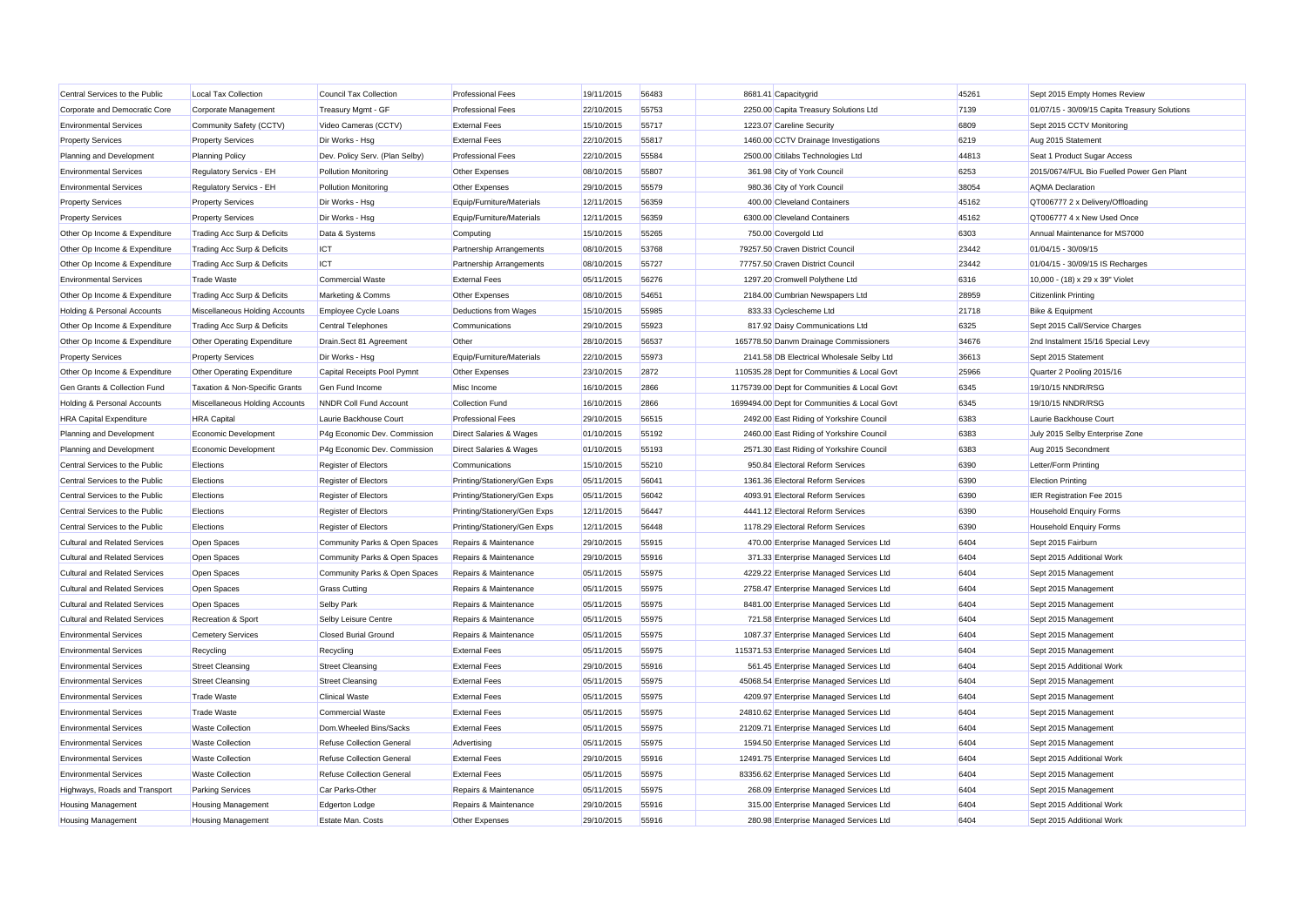| Central Services to the Public | Local Tax Collection | Council Tax Collection | Professional Fees | 19/11/2015 | 56483 | 8681.41 | Capacitygrid | 45261 | Sept 2015 Empty Homes Review |
|---|---|---|---|---|---|---|---|---|---|
| Corporate and Democratic Core | Corporate Management | Treasury Mgmt - GF | Professional Fees | 22/10/2015 | 55753 | 2250.00 | Capita Treasury Solutions Ltd | 7139 | 01/07/15 - 30/09/15 Capita Treasury Solutions |
| Environmental Services | Community Safety (CCTV) | Video Cameras (CCTV) | External Fees | 15/10/2015 | 55717 | 1223.07 | Careline Security | 6809 | Sept 2015 CCTV Monitoring |
| Property Services | Property Services | Dir Works - Hsg | External Fees | 22/10/2015 | 55817 | 1460.00 | CCTV Drainage Investigations | 6219 | Aug 2015 Statement |
| Planning and Development | Planning Policy | Dev. Policy Serv. (Plan Selby) | Professional Fees | 22/10/2015 | 55584 | 2500.00 | Citilabs Technologies Ltd | 44813 | Seat 1 Product Sugar Access |
| Environmental Services | Regulatory Servics - EH | Pollution Monitoring | Other Expenses | 08/10/2015 | 55807 | 361.98 | City of York Council | 6253 | 2015/0674/FUL Bio Fuelled Power Gen Plant |
| Environmental Services | Regulatory Servics - EH | Pollution Monitoring | Other Expenses | 29/10/2015 | 55579 | 980.36 | City of York Council | 38054 | AQMA Declaration |
| Property Services | Property Services | Dir Works - Hsg | Equip/Furniture/Materials | 12/11/2015 | 56359 | 400.00 | Cleveland Containers | 45162 | QT006777 2 x Delivery/Offloading |
| Property Services | Property Services | Dir Works - Hsg | Equip/Furniture/Materials | 12/11/2015 | 56359 | 6300.00 | Cleveland Containers | 45162 | QT006777 4 x New Used Once |
| Other Op Income & Expenditure | Trading Acc Surp & Deficits | Data & Systems | Computing | 15/10/2015 | 55265 | 750.00 | Covergold Ltd | 6303 | Annual Maintenance for MS7000 |
| Other Op Income & Expenditure | Trading Acc Surp & Deficits | ICT | Partnership Arrangements | 08/10/2015 | 53768 | 79257.50 | Craven District Council | 23442 | 01/04/15 - 30/09/15 |
| Other Op Income & Expenditure | Trading Acc Surp & Deficits | ICT | Partnership Arrangements | 08/10/2015 | 55727 | 77757.50 | Craven District Council | 23442 | 01/04/15 - 30/09/15 IS Recharges |
| Environmental Services | Trade Waste | Commercial Waste | External Fees | 05/11/2015 | 56276 | 1297.20 | Cromwell Polythene Ltd | 6316 | 10,000 - (18) x 29 x 39" Violet |
| Other Op Income & Expenditure | Trading Acc Surp & Deficits | Marketing & Comms | Other Expenses | 08/10/2015 | 54651 | 2184.00 | Cumbrian Newspapers Ltd | 28959 | Citizenlink Printing |
| Holding & Personal Accounts | Miscellaneous Holding Accounts | Employee Cycle Loans | Deductions from Wages | 15/10/2015 | 55985 | 833.33 | Cyclescheme Ltd | 21718 | Bike & Equipment |
| Other Op Income & Expenditure | Trading Acc Surp & Deficits | Central Telephones | Communications | 29/10/2015 | 55923 | 817.92 | Daisy Communications Ltd | 6325 | Sept 2015 Call/Service Charges |
| Other Op Income & Expenditure | Other Operating Expenditure | Drain.Sect 81 Agreement | Other | 28/10/2015 | 56537 | 165778.50 | Danvm Drainage Commissioners | 34676 | 2nd Instalment 15/16 Special Levy |
| Property Services | Property Services | Dir Works - Hsg | Equip/Furniture/Materials | 22/10/2015 | 55973 | 2141.58 | DB Electrical Wholesale Selby Ltd | 36613 | Sept 2015 Statement |
| Other Op Income & Expenditure | Other Operating Expenditure | Capital Receipts Pool Pymnt | Other Expenses | 23/10/2015 | 2872 | 110535.28 | Dept for Communities & Local Govt | 25966 | Quarter 2 Pooling 2015/16 |
| Gen Grants & Collection Fund | Taxation & Non-Specific Grants | Gen Fund Income | Misc Income | 16/10/2015 | 2866 | 1175739.00 | Dept for Communities & Local Govt | 6345 | 19/10/15 NNDR/RSG |
| Holding & Personal Accounts | Miscellaneous Holding Accounts | NNDR Coll Fund Account | Collection Fund | 16/10/2015 | 2866 | 1699494.00 | Dept for Communities & Local Govt | 6345 | 19/10/15 NNDR/RSG |
| HRA Capital Expenditure | HRA Capital | Laurie Backhouse Court | Professional Fees | 29/10/2015 | 56515 | 2492.00 | East Riding of Yorkshire Council | 6383 | Laurie Backhouse Court |
| Planning and Development | Economic Development | P4g Economic Dev. Commission | Direct Salaries & Wages | 01/10/2015 | 55192 | 2460.00 | East Riding of Yorkshire Council | 6383 | July 2015 Selby Enterprise Zone |
| Planning and Development | Economic Development | P4g Economic Dev. Commission | Direct Salaries & Wages | 01/10/2015 | 55193 | 2571.30 | East Riding of Yorkshire Council | 6383 | Aug 2015 Secondment |
| Central Services to the Public | Elections | Register of Electors | Communications | 15/10/2015 | 55210 | 950.84 | Electoral Reform Services | 6390 | Letter/Form Printing |
| Central Services to the Public | Elections | Register of Electors | Printing/Stationery/Gen Exps | 05/11/2015 | 56041 | 1361.36 | Electoral Reform Services | 6390 | Election Printing |
| Central Services to the Public | Elections | Register of Electors | Printing/Stationery/Gen Exps | 05/11/2015 | 56042 | 4093.91 | Electoral Reform Services | 6390 | IER Registration Fee 2015 |
| Central Services to the Public | Elections | Register of Electors | Printing/Stationery/Gen Exps | 12/11/2015 | 56447 | 4441.12 | Electoral Reform Services | 6390 | Household Enquiry Forms |
| Central Services to the Public | Elections | Register of Electors | Printing/Stationery/Gen Exps | 12/11/2015 | 56448 | 1178.29 | Electoral Reform Services | 6390 | Household Enquiry Forms |
| Cultural and Related Services | Open Spaces | Community Parks & Open Spaces | Repairs & Maintenance | 29/10/2015 | 55915 | 470.00 | Enterprise Managed Services Ltd | 6404 | Sept 2015 Fairburn |
| Cultural and Related Services | Open Spaces | Community Parks & Open Spaces | Repairs & Maintenance | 29/10/2015 | 55916 | 371.33 | Enterprise Managed Services Ltd | 6404 | Sept 2015 Additional Work |
| Cultural and Related Services | Open Spaces | Community Parks & Open Spaces | Repairs & Maintenance | 05/11/2015 | 55975 | 4229.22 | Enterprise Managed Services Ltd | 6404 | Sept 2015 Management |
| Cultural and Related Services | Open Spaces | Grass Cutting | Repairs & Maintenance | 05/11/2015 | 55975 | 2758.47 | Enterprise Managed Services Ltd | 6404 | Sept 2015 Management |
| Cultural and Related Services | Open Spaces | Selby Park | Repairs & Maintenance | 05/11/2015 | 55975 | 8481.00 | Enterprise Managed Services Ltd | 6404 | Sept 2015 Management |
| Cultural and Related Services | Recreation & Sport | Selby Leisure Centre | Repairs & Maintenance | 05/11/2015 | 55975 | 721.58 | Enterprise Managed Services Ltd | 6404 | Sept 2015 Management |
| Environmental Services | Cemetery Services | Closed Burial Ground | Repairs & Maintenance | 05/11/2015 | 55975 | 1087.37 | Enterprise Managed Services Ltd | 6404 | Sept 2015 Management |
| Environmental Services | Recycling | Recycling | External Fees | 05/11/2015 | 55975 | 115371.53 | Enterprise Managed Services Ltd | 6404 | Sept 2015 Management |
| Environmental Services | Street Cleansing | Street Cleansing | External Fees | 29/10/2015 | 55916 | 561.45 | Enterprise Managed Services Ltd | 6404 | Sept 2015 Additional Work |
| Environmental Services | Street Cleansing | Street Cleansing | External Fees | 05/11/2015 | 55975 | 45068.54 | Enterprise Managed Services Ltd | 6404 | Sept 2015 Management |
| Environmental Services | Trade Waste | Clinical Waste | External Fees | 05/11/2015 | 55975 | 4209.97 | Enterprise Managed Services Ltd | 6404 | Sept 2015 Management |
| Environmental Services | Trade Waste | Commercial Waste | External Fees | 05/11/2015 | 55975 | 24810.62 | Enterprise Managed Services Ltd | 6404 | Sept 2015 Management |
| Environmental Services | Waste Collection | Dom.Wheeled Bins/Sacks | External Fees | 05/11/2015 | 55975 | 21209.71 | Enterprise Managed Services Ltd | 6404 | Sept 2015 Management |
| Environmental Services | Waste Collection | Refuse Collection General | Advertising | 05/11/2015 | 55975 | 1594.50 | Enterprise Managed Services Ltd | 6404 | Sept 2015 Management |
| Environmental Services | Waste Collection | Refuse Collection General | External Fees | 29/10/2015 | 55916 | 12491.75 | Enterprise Managed Services Ltd | 6404 | Sept 2015 Additional Work |
| Environmental Services | Waste Collection | Refuse Collection General | External Fees | 05/11/2015 | 55975 | 83356.62 | Enterprise Managed Services Ltd | 6404 | Sept 2015 Management |
| Highways, Roads and Transport | Parking Services | Car Parks-Other | Repairs & Maintenance | 05/11/2015 | 55975 | 268.09 | Enterprise Managed Services Ltd | 6404 | Sept 2015 Management |
| Housing Management | Housing Management | Edgerton Lodge | Repairs & Maintenance | 29/10/2015 | 55916 | 315.00 | Enterprise Managed Services Ltd | 6404 | Sept 2015 Additional Work |
| Housing Management | Housing Management | Estate Man. Costs | Other Expenses | 29/10/2015 | 55916 | 280.98 | Enterprise Managed Services Ltd | 6404 | Sept 2015 Additional Work |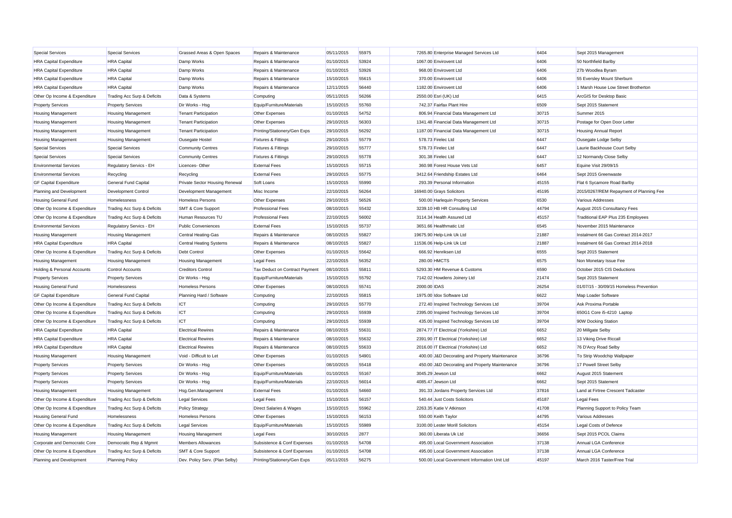| | | | | | | | | | |
|---|---|---|---|---|---|---|---|---|---|
| Special Services | Special Services | Grassed Areas & Open Spaces | Repairs & Maintenance | 05/11/2015 | 55975 | 7265.80 | Enterprise Managed Services Ltd | 6404 | Sept 2015 Management |
| HRA Capital Expenditure | HRA Capital | Damp Works | Repairs & Maintenance | 01/10/2015 | 53924 | 1067.00 | Envirovent Ltd | 6406 | 50 Northfield Barlby |
| HRA Capital Expenditure | HRA Capital | Damp Works | Repairs & Maintenance | 01/10/2015 | 53926 | 968.00 | Envirovent Ltd | 6406 | 27b Woodlea Byram |
| HRA Capital Expenditure | HRA Capital | Damp Works | Repairs & Maintenance | 15/10/2015 | 55615 | 370.00 | Envirovent Ltd | 6406 | 55 Eversley Mount Sherburn |
| HRA Capital Expenditure | HRA Capital | Damp Works | Repairs & Maintenance | 12/11/2015 | 56440 | 1182.00 | Envirovent Ltd | 6406 | 1 Marsh House Low Street Brotherton |
| Other Op Income & Expenditure | Trading Acc Surp & Deficits | Data & Systems | Computing | 05/11/2015 | 56266 | 2550.00 | Esri (UK) Ltd | 6415 | ArcGIS for Desktop Basic |
| Property Services | Property Services | Dir Works - Hsg | Equip/Furniture/Materials | 15/10/2015 | 55760 | 742.37 | Fairfax Plant Hire | 6509 | Sept 2015 Statement |
| Housing Management | Housing Management | Tenant Participation | Other Expenses | 01/10/2015 | 54752 | 806.94 | Financial Data Management Ltd | 30715 | Summer 2015 |
| Housing Management | Housing Management | Tenant Participation | Other Expenses | 29/10/2015 | 56303 | 1341.48 | Financial Data Management Ltd | 30715 | Postage for Open Door Letter |
| Housing Management | Housing Management | Tenant Participation | Printing/Stationery/Gen Exps | 29/10/2015 | 56292 | 1187.00 | Financial Data Management Ltd | 30715 | Housing Annual Report |
| Housing Management | Housing Management | Ousegate Hostel | Fixtures & Fittings | 29/10/2015 | 55779 | 578.73 | Firelec Ltd | 6447 | Ousegate Lodge Selby |
| Special Services | Special Services | Community Centres | Fixtures & Fittings | 29/10/2015 | 55777 | 578.73 | Firelec Ltd | 6447 | Laurie Backhouse Court Selby |
| Special Services | Special Services | Community Centres | Fixtures & Fittings | 29/10/2015 | 55778 | 301.38 | Firelec Ltd | 6447 | 12 Normandy Close Selby |
| Environmental Services | Regulatory Servics - EH | Licences- Other | External Fees | 15/10/2015 | 55715 | 360.98 | Forest House Vets Ltd | 6457 | Equine Visit 29/09/15 |
| Environmental Services | Recycling | Recycling | External Fees | 29/10/2015 | 55775 | 3412.64 | Friendship Estates Ltd | 6464 | Sept 2015 Greenwaste |
| GF Capital Expenditure | General Fund Capital | Private Sector Housing Renewal | Soft Loans | 15/10/2015 | 55990 | 293.39 | Personal Information | 45155 | Flat 6 Sycamore Road Barlby |
| Planning and Development | Development Control | Development Management | Misc Income | 22/10/2015 | 56264 | 16940.00 | Grays Solicitors | 45195 | 2015/0267/REM Repayment of Planning Fee |
| Housing General Fund | Homelessness | Homeless Persons | Other Expenses | 29/10/2015 | 56526 | 500.00 | Harlequin Property Services | 6530 | Various Addresses |
| Other Op Income & Expenditure | Trading Acc Surp & Deficits | SMT & Core Support | Professional Fees | 08/10/2015 | 55432 | 3239.10 | HB HR Consulting Ltd | 44794 | August 2015 Consultancy Fees |
| Other Op Income & Expenditure | Trading Acc Surp & Deficits | Human Resources TU | Professional Fees | 22/10/2015 | 56002 | 3114.34 | Health Assured Ltd | 45157 | Traditional EAP Plus 235 Employees |
| Environmental Services | Regulatory Servics - EH | Public Conveniences | External Fees | 15/10/2015 | 55737 | 3651.66 | Healthmatic Ltd | 6545 | November 2015 Maintenance |
| Housing Management | Housing Management | Central Heating-Gas | Repairs & Maintenance | 08/10/2015 | 55827 | 19675.90 | Help-Link Uk Ltd | 21887 | Instalment 66 Gas Contract 2014-2017 |
| HRA Capital Expenditure | HRA Capital | Central Heating Systems | Repairs & Maintenance | 08/10/2015 | 55827 | 11536.06 | Help-Link Uk Ltd | 21887 | Instalment 66 Gas Contract 2014-2018 |
| Other Op Income & Expenditure | Trading Acc Surp & Deficits | Debt Control | Other Expenses | 01/10/2015 | 55642 | 666.92 | Henriksen Ltd | 6555 | Sept 2015 Statement |
| Housing Management | Housing Management | Housing Management | Legal Fees | 22/10/2015 | 56352 | 280.00 | HMCTS | 6575 | Non Monetary Issue Fee |
| Holding & Personal Accounts | Control Accounts | Creditors Control | Tax Deduct on Contract Payment | 08/10/2015 | 55811 | 5293.30 | HM Revenue & Customs | 6590 | October 2015 CIS Deductions |
| Property Services | Property Services | Dir Works - Hsg | Equip/Furniture/Materials | 15/10/2015 | 55792 | 7142.02 | Howdens Joinery Ltd | 21474 | Sept 2015 Statement |
| Housing General Fund | Homelessness | Homeless Persons | Other Expenses | 08/10/2015 | 55741 | 2000.00 | IDAS | 26254 | 01/07/15 - 30/09/15 Homeless Prevention |
| GF Capital Expenditure | General Fund Capital | Planning Hard / Software | Computing | 22/10/2015 | 55815 | 1975.00 | Idox Software Ltd | 6622 | Map Loader Software |
| Other Op Income & Expenditure | Trading Acc Surp & Deficits | ICT | Computing | 29/10/2015 | 55770 | 272.40 | Inspired Technology Services Ltd | 39704 | Ask Proxima Portable |
| Other Op Income & Expenditure | Trading Acc Surp & Deficits | ICT | Computing | 29/10/2015 | 55939 | 2395.00 | Inspired Technology Services Ltd | 39704 | 650G1 Core i5-4210 Laptop |
| Other Op Income & Expenditure | Trading Acc Surp & Deficits | ICT | Computing | 29/10/2015 | 55939 | 435.00 | Inspired Technology Services Ltd | 39704 | 90W Docking Station |
| HRA Capital Expenditure | HRA Capital | Electrical Rewires | Repairs & Maintenance | 08/10/2015 | 55631 | 2874.77 | IT Electrical (Yorkshire) Ltd | 6652 | 20 Millgate Selby |
| HRA Capital Expenditure | HRA Capital | Electrical Rewires | Repairs & Maintenance | 08/10/2015 | 55632 | 2391.90 | IT Electrical (Yorkshire) Ltd | 6652 | 13 Viking Drive Riccall |
| HRA Capital Expenditure | HRA Capital | Electrical Rewires | Repairs & Maintenance | 08/10/2015 | 55633 | 2016.00 | IT Electrical (Yorkshire) Ltd | 6652 | 76 D'Arcy Road Selby |
| Housing Management | Housing Management | Void - Difficult to Let | Other Expenses | 01/10/2015 | 54901 | 400.00 | J&D Decorating and Property Maintenance | 36796 | To Strip Woodchip Wallpaper |
| Property Services | Property Services | Dir Works - Hsg | Other Expenses | 08/10/2015 | 55418 | 450.00 | J&D Decorating and Property Maintenance | 36796 | 17 Powell Street Selby |
| Property Services | Property Services | Dir Works - Hsg | Equip/Furniture/Materials | 01/10/2015 | 55167 | 3045.29 | Jewson Ltd | 6662 | August 2015 Statement |
| Property Services | Property Services | Dir Works - Hsg | Equip/Furniture/Materials | 22/10/2015 | 56014 | 4085.47 | Jewson Ltd | 6662 | Sept 2015 Statement |
| Housing Management | Housing Management | Hsg.Gen.Management | External Fees | 01/10/2015 | 54660 | 391.33 | Jordans Property Services Ltd | 37816 | Land at Firtree Crescent Tadcaster |
| Other Op Income & Expenditure | Trading Acc Surp & Deficits | Legal Services | Legal Fees | 15/10/2015 | 56157 | 540.44 | Just Costs Solicitors | 45187 | Legal Fees |
| Other Op Income & Expenditure | Trading Acc Surp & Deficits | Policy Strategy | Direct Salaries & Wages | 15/10/2015 | 55962 | 2263.35 | Katie V Atkinson | 41708 | Planning Support to Policy Team |
| Housing General Fund | Homelessness | Homeless Persons | Other Expenses | 15/10/2015 | 56153 | 550.00 | Keith Taylor | 44795 | Various Addresses |
| Other Op Income & Expenditure | Trading Acc Surp & Deficits | Legal Services | Equip/Furniture/Materials | 15/10/2015 | 55989 | 3100.00 | Lester Morill Solicitors | 45154 | Legal Costs of Defence |
| Housing Management | Housing Management | Housing Management | Legal Fees | 30/10/2015 | 2877 | 360.00 | Liberata Uk Ltd | 36656 | Sept 2015 PCOL Claims |
| Corporate and Democratic Core | Democratic Rep & Mgmnt | Members Allowances | Subsistence & Conf Expenses | 01/10/2015 | 54708 | 495.00 | Local Government Association | 37138 | Annual LGA Conference |
| Other Op Income & Expenditure | Trading Acc Surp & Deficits | SMT & Core Support | Subsistence & Conf Expenses | 01/10/2015 | 54708 | 495.00 | Local Government Association | 37138 | Annual LGA Conference |
| Planning and Development | Planning Policy | Dev. Policy Serv. (Plan Selby) | Printing/Stationery/Gen Exps | 05/11/2015 | 56275 | 500.00 | Local Government Information Unit Ltd | 45197 | March 2016 Taster/Free Trial |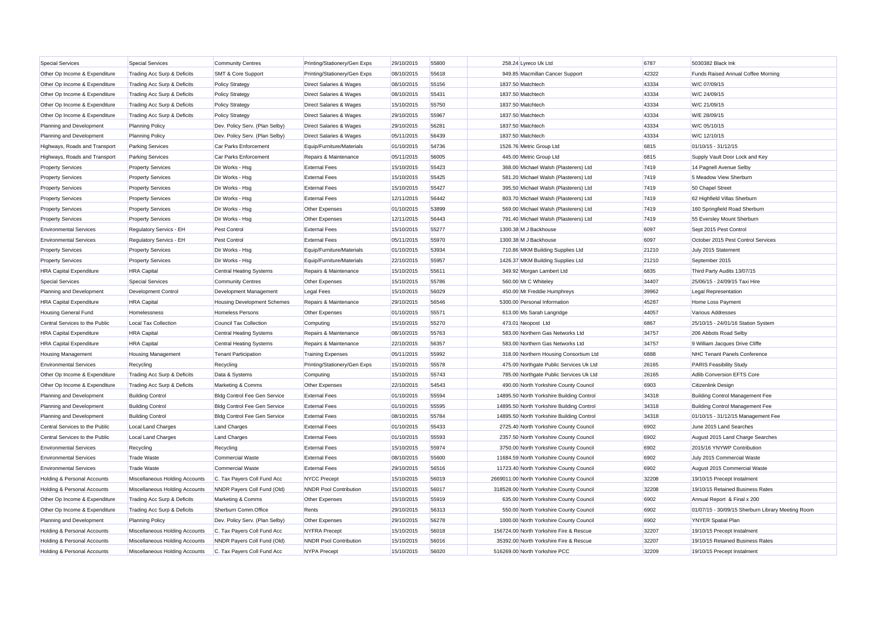| | | | | | | | | |
|---|---|---|---|---|---|---|---|---|
| Special Services | Special Services | Community Centres | Printing/Stationery/Gen Exps | 29/10/2015 | 55800 | 258.24 Lyreco Uk Ltd | 6787 | 5030382 Black Ink |
| Other Op Income & Expenditure | Trading Acc Surp & Deficits | SMT & Core Support | Printing/Stationery/Gen Exps | 08/10/2015 | 55618 | 949.85 Macmillan Cancer Support | 42322 | Funds Raised Annual Coffee Morning |
| Other Op Income & Expenditure | Trading Acc Surp & Deficits | Policy Strategy | Direct Salaries & Wages | 08/10/2015 | 55156 | 1837.50 Matchtech | 43334 | W/C 07/09/15 |
| Other Op Income & Expenditure | Trading Acc Surp & Deficits | Policy Strategy | Direct Salaries & Wages | 08/10/2015 | 55431 | 1837.50 Matchtech | 43334 | W/C 24/09/15 |
| Other Op Income & Expenditure | Trading Acc Surp & Deficits | Policy Strategy | Direct Salaries & Wages | 15/10/2015 | 55750 | 1837.50 Matchtech | 43334 | W/C 21/09/15 |
| Other Op Income & Expenditure | Trading Acc Surp & Deficits | Policy Strategy | Direct Salaries & Wages | 29/10/2015 | 55967 | 1837.50 Matchtech | 43334 | W/E 28/09/15 |
| Planning and Development | Planning Policy | Dev. Policy Serv. (Plan Selby) | Direct Salaries & Wages | 29/10/2015 | 56281 | 1837.50 Matchtech | 43334 | W/C 05/10/15 |
| Planning and Development | Planning Policy | Dev. Policy Serv. (Plan Selby) | Direct Salaries & Wages | 05/11/2015 | 56439 | 1837.50 Matchtech | 43334 | W/C 12/10/15 |
| Highways, Roads and Transport | Parking Services | Car Parks Enforcement | Equip/Furniture/Materials | 01/10/2015 | 54736 | 1526.76 Metric Group Ltd | 6815 | 01/10/15 - 31/12/15 |
| Highways, Roads and Transport | Parking Services | Car Parks Enforcement | Repairs & Maintenance | 05/11/2015 | 56005 | 445.00 Metric Group Ltd | 6815 | Supply Vault Door Lock and Key |
| Property Services | Property Services | Dir Works - Hsg | External Fees | 15/10/2015 | 55423 | 368.00 Michael Walsh (Plasterers) Ltd | 7419 | 14 Pagnell Avenue Selby |
| Property Services | Property Services | Dir Works - Hsg | External Fees | 15/10/2015 | 55425 | 581.20 Michael Walsh (Plasterers) Ltd | 7419 | 5 Meadow View Sherburn |
| Property Services | Property Services | Dir Works - Hsg | External Fees | 15/10/2015 | 55427 | 395.50 Michael Walsh (Plasterers) Ltd | 7419 | 50 Chapel Street |
| Property Services | Property Services | Dir Works - Hsg | External Fees | 12/11/2015 | 56442 | 803.70 Michael Walsh (Plasterers) Ltd | 7419 | 62 Highfield Villas Sherburn |
| Property Services | Property Services | Dir Works - Hsg | Other Expenses | 01/10/2015 | 53899 | 569.00 Michael Walsh (Plasterers) Ltd | 7419 | 160 Springfield Road Sherburn |
| Property Services | Property Services | Dir Works - Hsg | Other Expenses | 12/11/2015 | 56443 | 791.40 Michael Walsh (Plasterers) Ltd | 7419 | 55 Eversley Mount Sherburn |
| Environmental Services | Regulatory Servics - EH | Pest Control | External Fees | 15/10/2015 | 55277 | 1300.38 M J Backhouse | 6097 | Sept 2015 Pest Control |
| Environmental Services | Regulatory Servics - EH | Pest Control | External Fees | 05/11/2015 | 55970 | 1300.38 M J Backhouse | 6097 | October 2015 Pest Control Services |
| Property Services | Property Services | Dir Works - Hsg | Equip/Furniture/Materials | 01/10/2015 | 53934 | 710.86 MKM Building Supplies Ltd | 21210 | July 2015 Statement |
| Property Services | Property Services | Dir Works - Hsg | Equip/Furniture/Materials | 22/10/2015 | 55957 | 1426.37 MKM Building Supplies Ltd | 21210 | September 2015 |
| HRA Capital Expenditure | HRA Capital | Central Heating Systems | Repairs & Maintenance | 15/10/2015 | 55611 | 349.92 Morgan Lambert Ltd | 6835 | Third Party Audits 13/07/15 |
| Special Services | Special Services | Community Centres | Other Expenses | 15/10/2015 | 55786 | 560.00 Mr C Whiteley | 34407 | 25/06/15 - 24/09/15 Taxi Hire |
| Planning and Development | Development Control | Development Management | Legal Fees | 15/10/2015 | 56029 | 450.00 Mr Freddie Humphreys | 39962 | Legal Representation |
| HRA Capital Expenditure | HRA Capital | Housing Development Schemes | Repairs & Maintenance | 29/10/2015 | 56546 | 5300.00 Personal Information | 45287 | Home Loss Payment |
| Housing General Fund | Homelessness | Homeless Persons | Other Expenses | 01/10/2015 | 55571 | 613.00 Ms Sarah Langridge | 44057 | Various Addresses |
| Central Services to the Public | Local Tax Collection | Council Tax Collection | Computing | 15/10/2015 | 55270 | 473.01 Neopost Ltd | 6867 | 25/10/15 - 24/01/16 Station System |
| HRA Capital Expenditure | HRA Capital | Central Heating Systems | Repairs & Maintenance | 08/10/2015 | 55763 | 583.00 Northern Gas Networks Ltd | 34757 | 206 Abbots Road Selby |
| HRA Capital Expenditure | HRA Capital | Central Heating Systems | Repairs & Maintenance | 22/10/2015 | 56357 | 583.00 Northern Gas Networks Ltd | 34757 | 9 William Jacques Drive Cliffe |
| Housing Management | Housing Management | Tenant Participation | Training Expenses | 05/11/2015 | 55992 | 318.00 Northern Housing Consortium Ltd | 6888 | NHC Tenant Panels Conference |
| Environmental Services | Recycling | Recycling | Printing/Stationery/Gen Exps | 15/10/2015 | 55578 | 475.00 Northgate Public Services Uk Ltd | 26165 | PARIS Feasibility Study |
| Other Op Income & Expenditure | Trading Acc Surp & Deficits | Data & Systems | Computing | 15/10/2015 | 55743 | 785.00 Northgate Public Services Uk Ltd | 26165 | Adlib Conversion EFTS Core |
| Other Op Income & Expenditure | Trading Acc Surp & Deficits | Marketing & Comms | Other Expenses | 22/10/2015 | 54543 | 490.00 North Yorkshire County Council | 6903 | Citizenlink Design |
| Planning and Development | Building Control | Bldg Control Fee Gen Service | External Fees | 01/10/2015 | 55594 | 14895.50 North Yorkshire Building Control | 34318 | Building Control Management Fee |
| Planning and Development | Building Control | Bldg Control Fee Gen Service | External Fees | 01/10/2015 | 55595 | 14895.50 North Yorkshire Building Control | 34318 | Building Control Management Fee |
| Planning and Development | Building Control | Bldg Control Fee Gen Service | External Fees | 08/10/2015 | 55784 | 14895.50 North Yorkshire Building Control | 34318 | 01/10/15 - 31/12/15 Management Fee |
| Central Services to the Public | Local Land Charges | Land Charges | External Fees | 01/10/2015 | 55433 | 2725.40 North Yorkshire County Council | 6902 | June 2015 Land Searches |
| Central Services to the Public | Local Land Charges | Land Charges | External Fees | 01/10/2015 | 55593 | 2357.50 North Yorkshire County Council | 6902 | August 2015 Land Charge Searches |
| Environmental Services | Recycling | Recycling | External Fees | 15/10/2015 | 55974 | 3750.00 North Yorkshire County Council | 6902 | 2015/16 YNYWP Contribution |
| Environmental Services | Trade Waste | Commercial Waste | External Fees | 08/10/2015 | 55600 | 11684.59 North Yorkshire County Council | 6902 | July 2015 Commercial Waste |
| Environmental Services | Trade Waste | Commercial Waste | External Fees | 29/10/2015 | 56516 | 11723.40 North Yorkshire County Council | 6902 | August 2015 Commercial Waste |
| Holding & Personal Accounts | Miscellaneous Holding Accounts | C. Tax Payers Coll Fund Acc | NYCC Precept | 15/10/2015 | 56019 | 2669011.00 North Yorkshire County Council | 32208 | 19/10/15 Precept Instalment |
| Holding & Personal Accounts | Miscellaneous Holding Accounts | NNDR Payers Coll Fund (Old) | NNDR Pool Contribution | 15/10/2015 | 56017 | 318528.00 North Yorkshire County Council | 32208 | 19/10/15 Retained Business Rates |
| Other Op Income & Expenditure | Trading Acc Surp & Deficits | Marketing & Comms | Other Expenses | 15/10/2015 | 55919 | 635.00 North Yorkshire County Council | 6902 | Annual Report & Final x 200 |
| Other Op Income & Expenditure | Trading Acc Surp & Deficits | Sherburn Comm.Office | Rents | 29/10/2015 | 56313 | 550.00 North Yorkshire County Council | 6902 | 01/07/15 - 30/09/15 Sherburn Library Meeting Room |
| Planning and Development | Planning Policy | Dev. Policy Serv. (Plan Selby) | Other Expenses | 29/10/2015 | 56278 | 1000.00 North Yorkshire County Council | 6902 | YNYER Spatial Plan |
| Holding & Personal Accounts | Miscellaneous Holding Accounts | C. Tax Payers Coll Fund Acc | NYFRA Precept | 15/10/2015 | 56018 | 156724.00 North Yorkshire Fire & Rescue | 32207 | 19/10/15 Precept Instalment |
| Holding & Personal Accounts | Miscellaneous Holding Accounts | NNDR Payers Coll Fund (Old) | NNDR Pool Contribution | 15/10/2015 | 56016 | 35392.00 North Yorkshire Fire & Rescue | 32207 | 19/10/15 Retained Business Rates |
| Holding & Personal Accounts | Miscellaneous Holding Accounts | C. Tax Payers Coll Fund Acc | NYPA Precept | 15/10/2015 | 56020 | 516269.00 North Yorkshire PCC | 32209 | 19/10/15 Precept Instalment |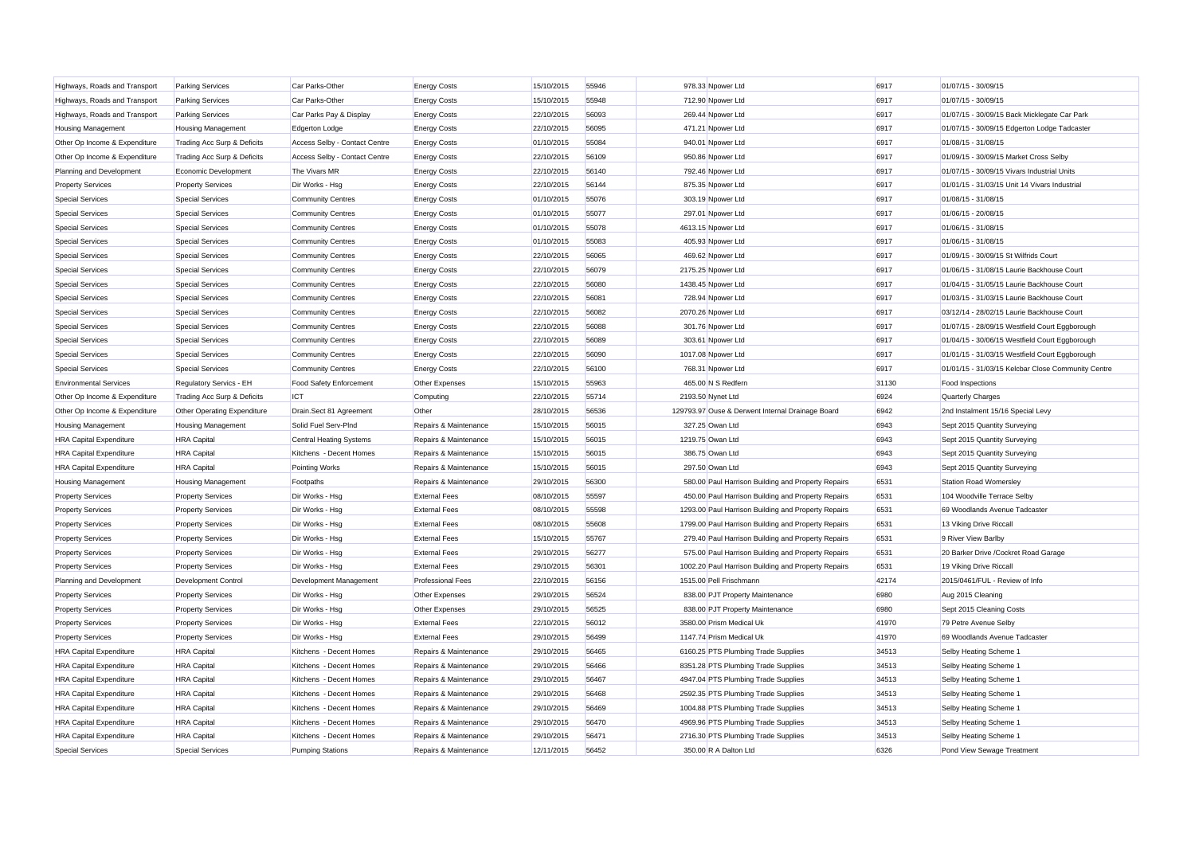| | | | | | | | | | |
|---|---|---|---|---|---|---|---|---|---|
| Highways, Roads and Transport | Parking Services | Car Parks-Other | Energy Costs | 15/10/2015 | 55946 | 978.33 | Npower Ltd | 6917 | 01/07/15 - 30/09/15 |
| Highways, Roads and Transport | Parking Services | Car Parks-Other | Energy Costs | 15/10/2015 | 55948 | 712.90 | Npower Ltd | 6917 | 01/07/15 - 30/09/15 |
| Highways, Roads and Transport | Parking Services | Car Parks Pay & Display | Energy Costs | 22/10/2015 | 56093 | 269.44 | Npower Ltd | 6917 | 01/07/15 - 30/09/15 Back Micklegate Car Park |
| Housing Management | Housing Management | Edgerton Lodge | Energy Costs | 22/10/2015 | 56095 | 471.21 | Npower Ltd | 6917 | 01/07/15 - 30/09/15 Edgerton Lodge Tadcaster |
| Other Op Income & Expenditure | Trading Acc Surp & Deficits | Access Selby - Contact Centre | Energy Costs | 01/10/2015 | 55084 | 940.01 | Npower Ltd | 6917 | 01/08/15 - 31/08/15 |
| Other Op Income & Expenditure | Trading Acc Surp & Deficits | Access Selby - Contact Centre | Energy Costs | 22/10/2015 | 56109 | 950.86 | Npower Ltd | 6917 | 01/09/15 - 30/09/15 Market Cross Selby |
| Planning and Development | Economic Development | The Vivars MR | Energy Costs | 22/10/2015 | 56140 | 792.46 | Npower Ltd | 6917 | 01/07/15 - 30/09/15 Vivars Industrial Units |
| Property Services | Property Services | Dir Works - Hsg | Energy Costs | 22/10/2015 | 56144 | 875.35 | Npower Ltd | 6917 | 01/01/15 - 31/03/15 Unit 14 Vivars Industrial |
| Special Services | Special Services | Community Centres | Energy Costs | 01/10/2015 | 55076 | 303.19 | Npower Ltd | 6917 | 01/08/15 - 31/08/15 |
| Special Services | Special Services | Community Centres | Energy Costs | 01/10/2015 | 55077 | 297.01 | Npower Ltd | 6917 | 01/06/15 - 20/08/15 |
| Special Services | Special Services | Community Centres | Energy Costs | 01/10/2015 | 55078 | 4613.15 | Npower Ltd | 6917 | 01/06/15 - 31/08/15 |
| Special Services | Special Services | Community Centres | Energy Costs | 01/10/2015 | 55083 | 405.93 | Npower Ltd | 6917 | 01/06/15 - 31/08/15 |
| Special Services | Special Services | Community Centres | Energy Costs | 22/10/2015 | 56065 | 469.62 | Npower Ltd | 6917 | 01/09/15 - 30/09/15 St Wilfrids Court |
| Special Services | Special Services | Community Centres | Energy Costs | 22/10/2015 | 56079 | 2175.25 | Npower Ltd | 6917 | 01/06/15 - 31/08/15 Laurie Backhouse Court |
| Special Services | Special Services | Community Centres | Energy Costs | 22/10/2015 | 56080 | 1438.45 | Npower Ltd | 6917 | 01/04/15 - 31/05/15 Laurie Backhouse Court |
| Special Services | Special Services | Community Centres | Energy Costs | 22/10/2015 | 56081 | 728.94 | Npower Ltd | 6917 | 01/03/15 - 31/03/15 Laurie Backhouse Court |
| Special Services | Special Services | Community Centres | Energy Costs | 22/10/2015 | 56082 | 2070.26 | Npower Ltd | 6917 | 03/12/14 - 28/02/15 Laurie Backhouse Court |
| Special Services | Special Services | Community Centres | Energy Costs | 22/10/2015 | 56088 | 301.76 | Npower Ltd | 6917 | 01/07/15 - 28/09/15 Westfield Court Eggborough |
| Special Services | Special Services | Community Centres | Energy Costs | 22/10/2015 | 56089 | 303.61 | Npower Ltd | 6917 | 01/04/15 - 30/06/15 Westfield Court Eggborough |
| Special Services | Special Services | Community Centres | Energy Costs | 22/10/2015 | 56090 | 1017.08 | Npower Ltd | 6917 | 01/01/15 - 31/03/15 Westfield Court Eggborough |
| Special Services | Special Services | Community Centres | Energy Costs | 22/10/2015 | 56100 | 768.31 | Npower Ltd | 6917 | 01/01/15 - 31/03/15 Kelcbar Close Community Centre |
| Environmental Services | Regulatory Servics - EH | Food Safety Enforcement | Other Expenses | 15/10/2015 | 55963 | 465.00 | N S Redfern | 31130 | Food Inspections |
| Other Op Income & Expenditure | Trading Acc Surp & Deficits | ICT | Computing | 22/10/2015 | 55714 | 2193.50 | Nynet Ltd | 6924 | Quarterly Charges |
| Other Op Income & Expenditure | Other Operating Expenditure | Drain.Sect 81 Agreement | Other | 28/10/2015 | 56536 | 129793.97 | Ouse & Derwent Internal Drainage Board | 6942 | 2nd Instalment 15/16 Special Levy |
| Housing Management | Housing Management | Solid Fuel Serv-Plnd | Repairs & Maintenance | 15/10/2015 | 56015 | 327.25 | Owan Ltd | 6943 | Sept 2015 Quantity Surveying |
| HRA Capital Expenditure | HRA Capital | Central Heating Systems | Repairs & Maintenance | 15/10/2015 | 56015 | 1219.75 | Owan Ltd | 6943 | Sept 2015 Quantity Surveying |
| HRA Capital Expenditure | HRA Capital | Kitchens - Decent Homes | Repairs & Maintenance | 15/10/2015 | 56015 | 386.75 | Owan Ltd | 6943 | Sept 2015 Quantity Surveying |
| HRA Capital Expenditure | HRA Capital | Pointing Works | Repairs & Maintenance | 15/10/2015 | 56015 | 297.50 | Owan Ltd | 6943 | Sept 2015 Quantity Surveying |
| Housing Management | Housing Management | Footpaths | Repairs & Maintenance | 29/10/2015 | 56300 | 580.00 | Paul Harrison Building and Property Repairs | 6531 | Station Road Womersley |
| Property Services | Property Services | Dir Works - Hsg | External Fees | 08/10/2015 | 55597 | 450.00 | Paul Harrison Building and Property Repairs | 6531 | 104 Woodville Terrace Selby |
| Property Services | Property Services | Dir Works - Hsg | External Fees | 08/10/2015 | 55598 | 1293.00 | Paul Harrison Building and Property Repairs | 6531 | 69 Woodlands Avenue Tadcaster |
| Property Services | Property Services | Dir Works - Hsg | External Fees | 08/10/2015 | 55608 | 1799.00 | Paul Harrison Building and Property Repairs | 6531 | 13 Viking Drive Riccall |
| Property Services | Property Services | Dir Works - Hsg | External Fees | 15/10/2015 | 55767 | 279.40 | Paul Harrison Building and Property Repairs | 6531 | 9 River View Barlby |
| Property Services | Property Services | Dir Works - Hsg | External Fees | 29/10/2015 | 56277 | 575.00 | Paul Harrison Building and Property Repairs | 6531 | 20 Barker Drive /Cockret Road Garage |
| Property Services | Property Services | Dir Works - Hsg | External Fees | 29/10/2015 | 56301 | 1002.20 | Paul Harrison Building and Property Repairs | 6531 | 19 Viking Drive Riccall |
| Planning and Development | Development Control | Development Management | Professional Fees | 22/10/2015 | 56156 | 1515.00 | Pell Frischmann | 42174 | 2015/0461/FUL - Review of Info |
| Property Services | Property Services | Dir Works - Hsg | Other Expenses | 29/10/2015 | 56524 | 838.00 | PJT Property Maintenance | 6980 | Aug 2015 Cleaning |
| Property Services | Property Services | Dir Works - Hsg | Other Expenses | 29/10/2015 | 56525 | 838.00 | PJT Property Maintenance | 6980 | Sept 2015 Cleaning Costs |
| Property Services | Property Services | Dir Works - Hsg | External Fees | 22/10/2015 | 56012 | 3580.00 | Prism Medical Uk | 41970 | 79 Petre Avenue Selby |
| Property Services | Property Services | Dir Works - Hsg | External Fees | 29/10/2015 | 56499 | 1147.74 | Prism Medical Uk | 41970 | 69 Woodlands Avenue Tadcaster |
| HRA Capital Expenditure | HRA Capital | Kitchens - Decent Homes | Repairs & Maintenance | 29/10/2015 | 56465 | 6160.25 | PTS Plumbing Trade Supplies | 34513 | Selby Heating Scheme 1 |
| HRA Capital Expenditure | HRA Capital | Kitchens - Decent Homes | Repairs & Maintenance | 29/10/2015 | 56466 | 8351.28 | PTS Plumbing Trade Supplies | 34513 | Selby Heating Scheme 1 |
| HRA Capital Expenditure | HRA Capital | Kitchens - Decent Homes | Repairs & Maintenance | 29/10/2015 | 56467 | 4947.04 | PTS Plumbing Trade Supplies | 34513 | Selby Heating Scheme 1 |
| HRA Capital Expenditure | HRA Capital | Kitchens - Decent Homes | Repairs & Maintenance | 29/10/2015 | 56468 | 2592.35 | PTS Plumbing Trade Supplies | 34513 | Selby Heating Scheme 1 |
| HRA Capital Expenditure | HRA Capital | Kitchens - Decent Homes | Repairs & Maintenance | 29/10/2015 | 56469 | 1004.88 | PTS Plumbing Trade Supplies | 34513 | Selby Heating Scheme 1 |
| HRA Capital Expenditure | HRA Capital | Kitchens - Decent Homes | Repairs & Maintenance | 29/10/2015 | 56470 | 4969.96 | PTS Plumbing Trade Supplies | 34513 | Selby Heating Scheme 1 |
| HRA Capital Expenditure | HRA Capital | Kitchens - Decent Homes | Repairs & Maintenance | 29/10/2015 | 56471 | 2716.30 | PTS Plumbing Trade Supplies | 34513 | Selby Heating Scheme 1 |
| Special Services | Special Services | Pumping Stations | Repairs & Maintenance | 12/11/2015 | 56452 | 350.00 | R A Dalton Ltd | 6326 | Pond View Sewage Treatment |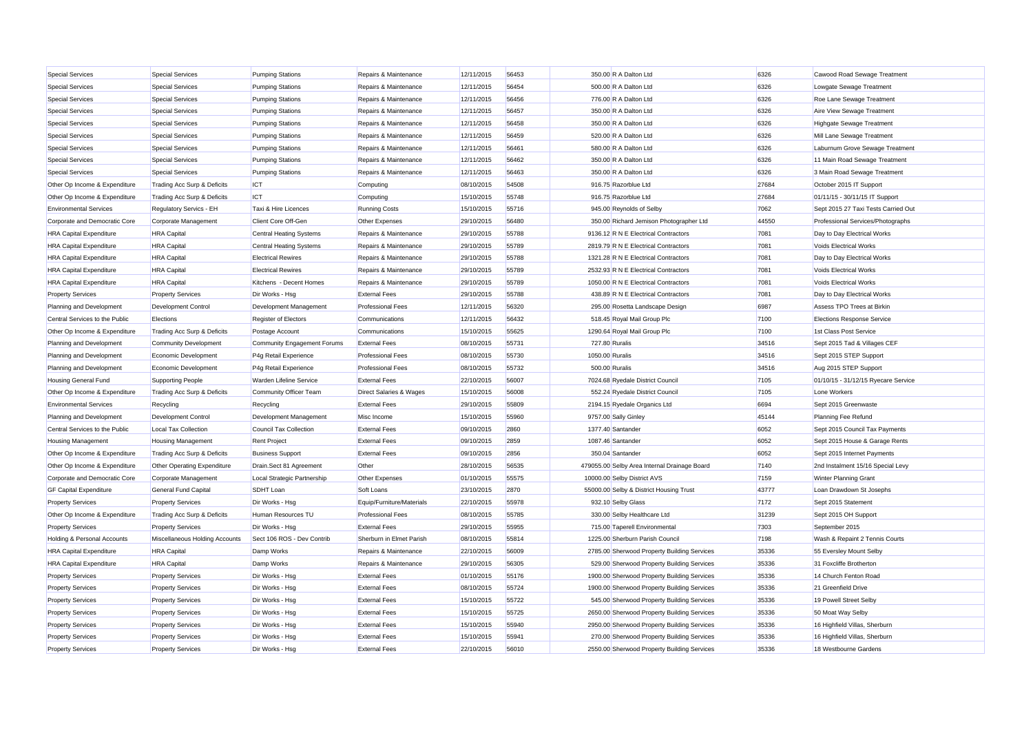| Special Services | Special Services | Pumping Stations | Repairs & Maintenance | 12/11/2015 | 56453 | 350.00 | R A Dalton Ltd | 6326 | Cawood Road Sewage Treatment |
|---|---|---|---|---|---|---|---|---|---|
| Special Services | Special Services | Pumping Stations | Repairs & Maintenance | 12/11/2015 | 56454 | 500.00 | R A Dalton Ltd | 6326 | Lowgate Sewage Treatment |
| Special Services | Special Services | Pumping Stations | Repairs & Maintenance | 12/11/2015 | 56456 | 776.00 | R A Dalton Ltd | 6326 | Roe Lane Sewage Treatment |
| Special Services | Special Services | Pumping Stations | Repairs & Maintenance | 12/11/2015 | 56457 | 350.00 | R A Dalton Ltd | 6326 | Aire View Sewage Treatment |
| Special Services | Special Services | Pumping Stations | Repairs & Maintenance | 12/11/2015 | 56458 | 350.00 | R A Dalton Ltd | 6326 | Highgate Sewage Treatment |
| Special Services | Special Services | Pumping Stations | Repairs & Maintenance | 12/11/2015 | 56459 | 520.00 | R A Dalton Ltd | 6326 | Mill Lane Sewage Treatment |
| Special Services | Special Services | Pumping Stations | Repairs & Maintenance | 12/11/2015 | 56461 | 580.00 | R A Dalton Ltd | 6326 | Laburnum Grove Sewage Treatment |
| Special Services | Special Services | Pumping Stations | Repairs & Maintenance | 12/11/2015 | 56462 | 350.00 | R A Dalton Ltd | 6326 | 11 Main Road Sewage Treatment |
| Special Services | Special Services | Pumping Stations | Repairs & Maintenance | 12/11/2015 | 56463 | 350.00 | R A Dalton Ltd | 6326 | 3 Main Road Sewage Treatment |
| Other Op Income & Expenditure | Trading Acc Surp & Deficits | ICT | Computing | 08/10/2015 | 54508 | 916.75 | Razorblue Ltd | 27684 | October 2015 IT Support |
| Other Op Income & Expenditure | Trading Acc Surp & Deficits | ICT | Computing | 15/10/2015 | 55748 | 916.75 | Razorblue Ltd | 27684 | 01/11/15 - 30/11/15 IT Support |
| Environmental Services | Regulatory Servics - EH | Taxi & Hire Licences | Running Costs | 15/10/2015 | 55716 | 945.00 | Reynolds of Selby | 7062 | Sept 2015 27 Taxi Tests Carried Out |
| Corporate and Democratic Core | Corporate Management | Client Core Off-Gen | Other Expenses | 29/10/2015 | 56480 | 350.00 | Richard Jemison Photographer Ltd | 44550 | Professional Services/Photographs |
| HRA Capital Expenditure | HRA Capital | Central Heating Systems | Repairs & Maintenance | 29/10/2015 | 55788 | 9136.12 | R N E Electrical Contractors | 7081 | Day to Day Electrical Works |
| HRA Capital Expenditure | HRA Capital | Central Heating Systems | Repairs & Maintenance | 29/10/2015 | 55789 | 2819.79 | R N E Electrical Contractors | 7081 | Voids Electrical Works |
| HRA Capital Expenditure | HRA Capital | Electrical Rewires | Repairs & Maintenance | 29/10/2015 | 55788 | 1321.28 | R N E Electrical Contractors | 7081 | Day to Day Electrical Works |
| HRA Capital Expenditure | HRA Capital | Electrical Rewires | Repairs & Maintenance | 29/10/2015 | 55789 | 2532.93 | R N E Electrical Contractors | 7081 | Voids Electrical Works |
| HRA Capital Expenditure | HRA Capital | Kitchens - Decent Homes | Repairs & Maintenance | 29/10/2015 | 55789 | 1050.00 | R N E Electrical Contractors | 7081 | Voids Electrical Works |
| Property Services | Property Services | Dir Works - Hsg | External Fees | 29/10/2015 | 55788 | 438.89 | R N E Electrical Contractors | 7081 | Day to Day Electrical Works |
| Planning and Development | Development Control | Development Management | Professional Fees | 12/11/2015 | 56320 | 295.00 | Rosetta Landscape Design | 6987 | Assess TPO Trees at Birkin |
| Central Services to the Public | Elections | Register of Electors | Communications | 12/11/2015 | 56432 | 518.45 | Royal Mail Group Plc | 7100 | Elections Response Service |
| Other Op Income & Expenditure | Trading Acc Surp & Deficits | Postage Account | Communications | 15/10/2015 | 55625 | 1290.64 | Royal Mail Group Plc | 7100 | 1st Class Post Service |
| Planning and Development | Community Development | Community Engagement Forums | External Fees | 08/10/2015 | 55731 | 727.80 | Ruralis | 34516 | Sept 2015 Tad & Villages CEF |
| Planning and Development | Economic Development | P4g Retail Experience | Professional Fees | 08/10/2015 | 55730 | 1050.00 | Ruralis | 34516 | Sept 2015 STEP Support |
| Planning and Development | Economic Development | P4g Retail Experience | Professional Fees | 08/10/2015 | 55732 | 500.00 | Ruralis | 34516 | Aug 2015 STEP Support |
| Housing General Fund | Supporting People | Warden Lifeline Service | External Fees | 22/10/2015 | 56007 | 7024.68 | Ryedale District Council | 7105 | 01/10/15 - 31/12/15 Ryecare Service |
| Other Op Income & Expenditure | Trading Acc Surp & Deficits | Community Officer Team | Direct Salaries & Wages | 15/10/2015 | 56008 | 552.24 | Ryedale District Council | 7105 | Lone Workers |
| Environmental Services | Recycling | Recycling | External Fees | 29/10/2015 | 55809 | 2194.15 | Ryedale Organics Ltd | 6694 | Sept 2015 Greenwaste |
| Planning and Development | Development Control | Development Management | Misc Income | 15/10/2015 | 55960 | 9757.00 | Sally Ginley | 45144 | Planning Fee Refund |
| Central Services to the Public | Local Tax Collection | Council Tax Collection | External Fees | 09/10/2015 | 2860 | 1377.40 | Santander | 6052 | Sept 2015 Council Tax Payments |
| Housing Management | Housing Management | Rent Project | External Fees | 09/10/2015 | 2859 | 1087.46 | Santander | 6052 | Sept 2015 House & Garage Rents |
| Other Op Income & Expenditure | Trading Acc Surp & Deficits | Business Support | External Fees | 09/10/2015 | 2856 | 350.04 | Santander | 6052 | Sept 2015 Internet Payments |
| Other Op Income & Expenditure | Other Operating Expenditure | Drain.Sect 81 Agreement | Other | 28/10/2015 | 56535 | 479055.00 | Selby Area Internal Drainage Board | 7140 | 2nd Instalment 15/16 Special Levy |
| Corporate and Democratic Core | Corporate Management | Local Strategic Partnership | Other Expenses | 01/10/2015 | 55575 | 10000.00 | Selby District AVS | 7159 | Winter Planning Grant |
| GF Capital Expenditure | General Fund Capital | SDHT Loan | Soft Loans | 23/10/2015 | 2870 | 55000.00 | Selby & District Housing Trust | 43777 | Loan Drawdown St Josephs |
| Property Services | Property Services | Dir Works - Hsg | Equip/Furniture/Materials | 22/10/2015 | 55978 | 932.10 | Selby Glass | 7172 | Sept 2015 Statement |
| Other Op Income & Expenditure | Trading Acc Surp & Deficits | Human Resources TU | Professional Fees | 08/10/2015 | 55785 | 330.00 | Selby Healthcare Ltd | 31239 | Sept 2015 OH Support |
| Property Services | Property Services | Dir Works - Hsg | External Fees | 29/10/2015 | 55955 | 715.00 | Taperell Environmental | 7303 | September 2015 |
| Holding & Personal Accounts | Miscellaneous Holding Accounts | Sect 106 ROS - Dev Contrib | Sherburn in Elmet Parish | 08/10/2015 | 55814 | 1225.00 | Sherburn Parish Council | 7198 | Wash & Repaint 2 Tennis Courts |
| HRA Capital Expenditure | HRA Capital | Damp Works | Repairs & Maintenance | 22/10/2015 | 56009 | 2785.00 | Sherwood Property Building Services | 35336 | 55 Eversley Mount Selby |
| HRA Capital Expenditure | HRA Capital | Damp Works | Repairs & Maintenance | 29/10/2015 | 56305 | 529.00 | Sherwood Property Building Services | 35336 | 31 Foxcliffe Brotherton |
| Property Services | Property Services | Dir Works - Hsg | External Fees | 01/10/2015 | 55176 | 1900.00 | Sherwood Property Building Services | 35336 | 14 Church Fenton Road |
| Property Services | Property Services | Dir Works - Hsg | External Fees | 08/10/2015 | 55724 | 1900.00 | Sherwood Property Building Services | 35336 | 21 Greenfield Drive |
| Property Services | Property Services | Dir Works - Hsg | External Fees | 15/10/2015 | 55722 | 545.00 | Sherwood Property Building Services | 35336 | 19 Powell Street Selby |
| Property Services | Property Services | Dir Works - Hsg | External Fees | 15/10/2015 | 55725 | 2650.00 | Sherwood Property Building Services | 35336 | 50 Moat Way Selby |
| Property Services | Property Services | Dir Works - Hsg | External Fees | 15/10/2015 | 55940 | 2950.00 | Sherwood Property Building Services | 35336 | 16 Highfield Villas, Sherburn |
| Property Services | Property Services | Dir Works - Hsg | External Fees | 15/10/2015 | 55941 | 270.00 | Sherwood Property Building Services | 35336 | 16 Highfield Villas, Sherburn |
| Property Services | Property Services | Dir Works - Hsg | External Fees | 22/10/2015 | 56010 | 2550.00 | Sherwood Property Building Services | 35336 | 18 Westbourne Gardens |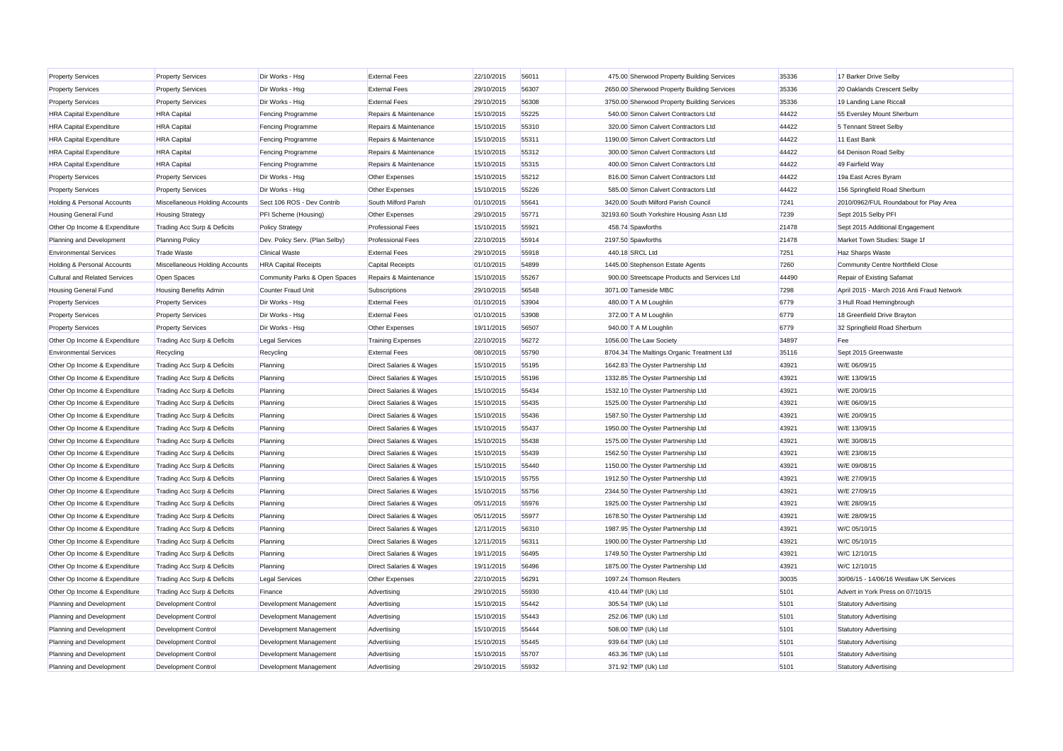| Property Services | Property Services | Dir Works - Hsg | External Fees | 22/10/2015 | 56011 | 475.00 | Sherwood Property Building Services | 35336 | 17 Barker Drive Selby |
|---|---|---|---|---|---|---|---|---|---|
| Property Services | Property Services | Dir Works - Hsg | External Fees | 29/10/2015 | 56307 | 2650.00 | Sherwood Property Building Services | 35336 | 20 Oaklands Crescent Selby |
| Property Services | Property Services | Dir Works - Hsg | External Fees | 29/10/2015 | 56308 | 3750.00 | Sherwood Property Building Services | 35336 | 19 Landing Lane Riccall |
| HRA Capital Expenditure | HRA Capital | Fencing Programme | Repairs & Maintenance | 15/10/2015 | 55225 | 540.00 | Simon Calvert Contractors Ltd | 44422 | 55 Eversley Mount Sherburn |
| HRA Capital Expenditure | HRA Capital | Fencing Programme | Repairs & Maintenance | 15/10/2015 | 55310 | 320.00 | Simon Calvert Contractors Ltd | 44422 | 5 Tennant Street Selby |
| HRA Capital Expenditure | HRA Capital | Fencing Programme | Repairs & Maintenance | 15/10/2015 | 55311 | 1190.00 | Simon Calvert Contractors Ltd | 44422 | 11 East Bank |
| HRA Capital Expenditure | HRA Capital | Fencing Programme | Repairs & Maintenance | 15/10/2015 | 55312 | 300.00 | Simon Calvert Contractors Ltd | 44422 | 64 Denison Road Selby |
| HRA Capital Expenditure | HRA Capital | Fencing Programme | Repairs & Maintenance | 15/10/2015 | 55315 | 400.00 | Simon Calvert Contractors Ltd | 44422 | 49 Fairfield Way |
| Property Services | Property Services | Dir Works - Hsg | Other Expenses | 15/10/2015 | 55212 | 816.00 | Simon Calvert Contractors Ltd | 44422 | 19a East Acres Byram |
| Property Services | Property Services | Dir Works - Hsg | Other Expenses | 15/10/2015 | 55226 | 585.00 | Simon Calvert Contractors Ltd | 44422 | 156 Springfield Road Sherburn |
| Holding & Personal Accounts | Miscellaneous Holding Accounts | Sect 106 ROS - Dev Contrib | South Milford Parish | 01/10/2015 | 55641 | 3420.00 | South Milford Parish Council | 7241 | 2010/0962/FUL Roundabout for Play Area |
| Housing General Fund | Housing Strategy | PFI Scheme (Housing) | Other Expenses | 29/10/2015 | 55771 | 32193.60 | South Yorkshire Housing Assn Ltd | 7239 | Sept 2015 Selby PFI |
| Other Op Income & Expenditure | Trading Acc Surp & Deficits | Policy Strategy | Professional Fees | 15/10/2015 | 55921 | 458.74 | Spawforths | 21478 | Sept 2015 Additional Engagement |
| Planning and Development | Planning Policy | Dev. Policy Serv. (Plan Selby) | Professional Fees | 22/10/2015 | 55914 | 2197.50 | Spawforths | 21478 | Market Town Studies: Stage 1f |
| Environmental Services | Trade Waste | Clinical Waste | External Fees | 29/10/2015 | 55918 | 440.18 | SRCL Ltd | 7251 | Haz Sharps Waste |
| Holding & Personal Accounts | Miscellaneous Holding Accounts | HRA Capital Receipts | Capital Receipts | 01/10/2015 | 54899 | 1445.00 | Stephenson Estate Agents | 7260 | Community Centre Northfield Close |
| Cultural and Related Services | Open Spaces | Community Parks & Open Spaces | Repairs & Maintenance | 15/10/2015 | 55267 | 900.00 | Streetscape Products and Services Ltd | 44490 | Repair of Existing Safamat |
| Housing General Fund | Housing Benefits Admin | Counter Fraud Unit | Subscriptions | 29/10/2015 | 56548 | 3071.00 | Tameside MBC | 7298 | April 2015 - March 2016 Anti Fraud Network |
| Property Services | Property Services | Dir Works - Hsg | External Fees | 01/10/2015 | 53904 | 480.00 | T A M Loughlin | 6779 | 3 Hull Road Hemingbrough |
| Property Services | Property Services | Dir Works - Hsg | External Fees | 01/10/2015 | 53908 | 372.00 | T A M Loughlin | 6779 | 18 Greenfield Drive Brayton |
| Property Services | Property Services | Dir Works - Hsg | Other Expenses | 19/11/2015 | 56507 | 940.00 | T A M Loughlin | 6779 | 32 Springfield Road Sherburn |
| Other Op Income & Expenditure | Trading Acc Surp & Deficits | Legal Services | Training Expenses | 22/10/2015 | 56272 | 1056.00 | The Law Society | 34897 | Fee |
| Environmental Services | Recycling | Recycling | External Fees | 08/10/2015 | 55790 | 8704.34 | The Maltings Organic Treatment Ltd | 35116 | Sept 2015 Greenwaste |
| Other Op Income & Expenditure | Trading Acc Surp & Deficits | Planning | Direct Salaries & Wages | 15/10/2015 | 55195 | 1642.83 | The Oyster Partnership Ltd | 43921 | W/E 06/09/15 |
| Other Op Income & Expenditure | Trading Acc Surp & Deficits | Planning | Direct Salaries & Wages | 15/10/2015 | 55196 | 1332.85 | The Oyster Partnership Ltd | 43921 | W/E 13/09/15 |
| Other Op Income & Expenditure | Trading Acc Surp & Deficits | Planning | Direct Salaries & Wages | 15/10/2015 | 55434 | 1532.10 | The Oyster Partnership Ltd | 43921 | W/E 20/09/15 |
| Other Op Income & Expenditure | Trading Acc Surp & Deficits | Planning | Direct Salaries & Wages | 15/10/2015 | 55435 | 1525.00 | The Oyster Partnership Ltd | 43921 | W/E 06/09/15 |
| Other Op Income & Expenditure | Trading Acc Surp & Deficits | Planning | Direct Salaries & Wages | 15/10/2015 | 55436 | 1587.50 | The Oyster Partnership Ltd | 43921 | W/E 20/09/15 |
| Other Op Income & Expenditure | Trading Acc Surp & Deficits | Planning | Direct Salaries & Wages | 15/10/2015 | 55437 | 1950.00 | The Oyster Partnership Ltd | 43921 | W/E 13/09/15 |
| Other Op Income & Expenditure | Trading Acc Surp & Deficits | Planning | Direct Salaries & Wages | 15/10/2015 | 55438 | 1575.00 | The Oyster Partnership Ltd | 43921 | W/E 30/08/15 |
| Other Op Income & Expenditure | Trading Acc Surp & Deficits | Planning | Direct Salaries & Wages | 15/10/2015 | 55439 | 1562.50 | The Oyster Partnership Ltd | 43921 | W/E 23/08/15 |
| Other Op Income & Expenditure | Trading Acc Surp & Deficits | Planning | Direct Salaries & Wages | 15/10/2015 | 55440 | 1150.00 | The Oyster Partnership Ltd | 43921 | W/E 09/08/15 |
| Other Op Income & Expenditure | Trading Acc Surp & Deficits | Planning | Direct Salaries & Wages | 15/10/2015 | 55755 | 1912.50 | The Oyster Partnership Ltd | 43921 | W/E 27/09/15 |
| Other Op Income & Expenditure | Trading Acc Surp & Deficits | Planning | Direct Salaries & Wages | 15/10/2015 | 55756 | 2344.50 | The Oyster Partnership Ltd | 43921 | W/E 27/09/15 |
| Other Op Income & Expenditure | Trading Acc Surp & Deficits | Planning | Direct Salaries & Wages | 05/11/2015 | 55976 | 1925.00 | The Oyster Partnership Ltd | 43921 | W/E 28/09/15 |
| Other Op Income & Expenditure | Trading Acc Surp & Deficits | Planning | Direct Salaries & Wages | 05/11/2015 | 55977 | 1678.50 | The Oyster Partnership Ltd | 43921 | W/E 28/09/15 |
| Other Op Income & Expenditure | Trading Acc Surp & Deficits | Planning | Direct Salaries & Wages | 12/11/2015 | 56310 | 1987.95 | The Oyster Partnership Ltd | 43921 | W/C 05/10/15 |
| Other Op Income & Expenditure | Trading Acc Surp & Deficits | Planning | Direct Salaries & Wages | 12/11/2015 | 56311 | 1900.00 | The Oyster Partnership Ltd | 43921 | W/C 05/10/15 |
| Other Op Income & Expenditure | Trading Acc Surp & Deficits | Planning | Direct Salaries & Wages | 19/11/2015 | 56495 | 1749.50 | The Oyster Partnership Ltd | 43921 | W/C 12/10/15 |
| Other Op Income & Expenditure | Trading Acc Surp & Deficits | Planning | Direct Salaries & Wages | 19/11/2015 | 56496 | 1875.00 | The Oyster Partnership Ltd | 43921 | W/C 12/10/15 |
| Other Op Income & Expenditure | Trading Acc Surp & Deficits | Legal Services | Other Expenses | 22/10/2015 | 56291 | 1097.24 | Thomson Reuters | 30035 | 30/06/15 - 14/06/16 Westlaw UK Services |
| Other Op Income & Expenditure | Trading Acc Surp & Deficits | Finance | Advertising | 29/10/2015 | 55930 | 410.44 | TMP (Uk) Ltd | 5101 | Advert in York Press on 07/10/15 |
| Planning and Development | Development Control | Development Management | Advertising | 15/10/2015 | 55442 | 305.54 | TMP (Uk) Ltd | 5101 | Statutory Advertising |
| Planning and Development | Development Control | Development Management | Advertising | 15/10/2015 | 55443 | 252.06 | TMP (Uk) Ltd | 5101 | Statutory Advertising |
| Planning and Development | Development Control | Development Management | Advertising | 15/10/2015 | 55444 | 508.00 | TMP (Uk) Ltd | 5101 | Statutory Advertising |
| Planning and Development | Development Control | Development Management | Advertising | 15/10/2015 | 55445 | 939.64 | TMP (Uk) Ltd | 5101 | Statutory Advertising |
| Planning and Development | Development Control | Development Management | Advertising | 15/10/2015 | 55707 | 463.36 | TMP (Uk) Ltd | 5101 | Statutory Advertising |
| Planning and Development | Development Control | Development Management | Advertising | 29/10/2015 | 55932 | 371.92 | TMP (Uk) Ltd | 5101 | Statutory Advertising |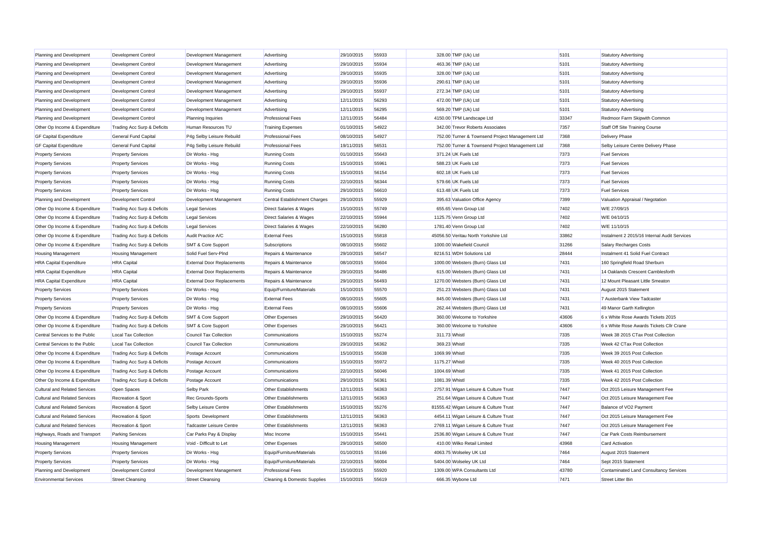| Planning and Development | Development Control | Development Management | Advertising | 29/10/2015 | 55933 | 328.00 | TMP (Uk) Ltd | 5101 | Statutory Advertising |
|---|---|---|---|---|---|---|---|---|---|
| Planning and Development | Development Control | Development Management | Advertising | 29/10/2015 | 55934 | 463.36 | TMP (Uk) Ltd | 5101 | Statutory Advertising |
| Planning and Development | Development Control | Development Management | Advertising | 29/10/2015 | 55935 | 328.00 | TMP (Uk) Ltd | 5101 | Statutory Advertising |
| Planning and Development | Development Control | Development Management | Advertising | 29/10/2015 | 55936 | 290.61 | TMP (Uk) Ltd | 5101 | Statutory Advertising |
| Planning and Development | Development Control | Development Management | Advertising | 29/10/2015 | 55937 | 272.34 | TMP (Uk) Ltd | 5101 | Statutory Advertising |
| Planning and Development | Development Control | Development Management | Advertising | 12/11/2015 | 56293 | 472.00 | TMP (Uk) Ltd | 5101 | Statutory Advertising |
| Planning and Development | Development Control | Development Management | Advertising | 12/11/2015 | 56295 | 569.20 | TMP (Uk) Ltd | 5101 | Statutory Advertising |
| Planning and Development | Development Control | Planning Inquiries | Professional Fees | 12/11/2015 | 56484 | 4150.00 | TPM Landscape Ltd | 33347 | Redmoor Farm Skipwith Common |
| Other Op Income & Expenditure | Trading Acc Surp & Deficits | Human Resources TU | Training Expenses | 01/10/2015 | 54922 | 342.00 | Trevor Roberts Associates | 7357 | Staff Off Site Training Course |
| GF Capital Expenditure | General Fund Capital | P4g Selby Leisure Rebuild | Professional Fees | 08/10/2015 | 54927 | 752.00 | Turner & Townsend Project Management Ltd | 7368 | Delivery Phase |
| GF Capital Expenditure | General Fund Capital | P4g Selby Leisure Rebuild | Professional Fees | 19/11/2015 | 56531 | 752.00 | Turner & Townsend Project Management Ltd | 7368 | Selby Leisure Centre Delivery Phase |
| Property Services | Property Services | Dir Works - Hsg | Running Costs | 01/10/2015 | 55643 | 371.24 | UK Fuels Ltd | 7373 | Fuel Services |
| Property Services | Property Services | Dir Works - Hsg | Running Costs | 15/10/2015 | 55961 | 588.23 | UK Fuels Ltd | 7373 | Fuel Services |
| Property Services | Property Services | Dir Works - Hsg | Running Costs | 15/10/2015 | 56154 | 602.18 | UK Fuels Ltd | 7373 | Fuel Services |
| Property Services | Property Services | Dir Works - Hsg | Running Costs | 22/10/2015 | 56344 | 579.66 | UK Fuels Ltd | 7373 | Fuel Services |
| Property Services | Property Services | Dir Works - Hsg | Running Costs | 29/10/2015 | 56610 | 613.48 | UK Fuels Ltd | 7373 | Fuel Services |
| Planning and Development | Development Control | Development Management | Central Establishment Charges | 29/10/2015 | 55929 | 395.63 | Valuation Office Agency | 7399 | Valuation Appraisal / Negotation |
| Other Op Income & Expenditure | Trading Acc Surp & Deficits | Legal Services | Direct Salaries & Wages | 15/10/2015 | 55749 | 655.65 | Venn Group Ltd | 7402 | W/E 27/09/15 |
| Other Op Income & Expenditure | Trading Acc Surp & Deficits | Legal Services | Direct Salaries & Wages | 22/10/2015 | 55944 | 1125.75 | Venn Group Ltd | 7402 | W/E 04/10/15 |
| Other Op Income & Expenditure | Trading Acc Surp & Deficits | Legal Services | Direct Salaries & Wages | 22/10/2015 | 56280 | 1781.40 | Venn Group Ltd | 7402 | W/E 11/10/15 |
| Other Op Income & Expenditure | Trading Acc Surp & Deficits | Audit Practice A/C | External Fees | 15/10/2015 | 55818 | 45056.50 | Veritau North Yorkshire Ltd | 33862 | Instalment 2 2015/16 Internal Audit Services |
| Other Op Income & Expenditure | Trading Acc Surp & Deficits | SMT & Core Support | Subscriptions | 08/10/2015 | 55602 | 1000.00 | Wakefield Council | 31266 | Salary Recharges Costs |
| Housing Management | Housing Management | Solid Fuel Serv-Plnd | Repairs & Maintenance | 29/10/2015 | 56547 | 8216.51 | WDH Solutions Ltd | 28444 | Instalment 41 Solid Fuel Contract |
| HRA Capital Expenditure | HRA Capital | External Door Replacements | Repairs & Maintenance | 08/10/2015 | 55604 | 1000.00 | Websters (Burn) Glass Ltd | 7431 | 160 Springfield Road Sherburn |
| HRA Capital Expenditure | HRA Capital | External Door Replacements | Repairs & Maintenance | 29/10/2015 | 56486 | 615.00 | Websters (Burn) Glass Ltd | 7431 | 14 Oaklands Crescent Camblesforth |
| HRA Capital Expenditure | HRA Capital | External Door Replacements | Repairs & Maintenance | 29/10/2015 | 56493 | 1270.00 | Websters (Burn) Glass Ltd | 7431 | 12 Mount Pleasant Little Smeaton |
| Property Services | Property Services | Dir Works - Hsg | Equip/Furniture/Materials | 15/10/2015 | 55570 | 251.23 | Websters (Burn) Glass Ltd | 7431 | August 2015 Statement |
| Property Services | Property Services | Dir Works - Hsg | External Fees | 08/10/2015 | 55605 | 845.00 | Websters (Burn) Glass Ltd | 7431 | 7 Austerbank View Tadcaster |
| Property Services | Property Services | Dir Works - Hsg | External Fees | 08/10/2015 | 55606 | 262.44 | Websters (Burn) Glass Ltd | 7431 | 49 Manor Garth Kellington |
| Other Op Income & Expenditure | Trading Acc Surp & Deficits | SMT & Core Support | Other Expenses | 29/10/2015 | 56420 | 360.00 | Welcome to Yorkshire | 43606 | 6 x White Rose Awards Tickets 2015 |
| Other Op Income & Expenditure | Trading Acc Surp & Deficits | SMT & Core Support | Other Expenses | 29/10/2015 | 56421 | 360.00 | Welcome to Yorkshire | 43606 | 6 x White Rose Awards Tickets Cllr Crane |
| Central Services to the Public | Local Tax Collection | Council Tax Collection | Communications | 15/10/2015 | 55274 | 311.73 | Whistl | 7335 | Week 38 2015 CTax Post Collection |
| Central Services to the Public | Local Tax Collection | Council Tax Collection | Communications | 29/10/2015 | 56362 | 369.23 | Whistl | 7335 | Week 42 CTax Post Collection |
| Other Op Income & Expenditure | Trading Acc Surp & Deficits | Postage Account | Communications | 15/10/2015 | 55638 | 1069.99 | Whistl | 7335 | Week 39 2015 Post Collection |
| Other Op Income & Expenditure | Trading Acc Surp & Deficits | Postage Account | Communications | 15/10/2015 | 55972 | 1175.27 | Whistl | 7335 | Week 40 2015 Post Collection |
| Other Op Income & Expenditure | Trading Acc Surp & Deficits | Postage Account | Communications | 22/10/2015 | 56046 | 1004.69 | Whistl | 7335 | Week 41 2015 Post Collection |
| Other Op Income & Expenditure | Trading Acc Surp & Deficits | Postage Account | Communications | 29/10/2015 | 56361 | 1081.39 | Whistl | 7335 | Week 42 2015 Post Collection |
| Cultural and Related Services | Open Spaces | Selby Park | Other Establishments | 12/11/2015 | 56363 | 2757.91 | Wigan Leisure & Culture Trust | 7447 | Oct 2015 Leisure Management Fee |
| Cultural and Related Services | Recreation & Sport | Rec Grounds-Sports | Other Establishments | 12/11/2015 | 56363 | 251.64 | Wigan Leisure & Culture Trust | 7447 | Oct 2015 Leisure Management Fee |
| Cultural and Related Services | Recreation & Sport | Selby Leisure Centre | Other Establishments | 15/10/2015 | 55276 | 81555.42 | Wigan Leisure & Culture Trust | 7447 | Balance of VO2 Payment |
| Cultural and Related Services | Recreation & Sport | Sports Development | Other Establishments | 12/11/2015 | 56363 | 4454.11 | Wigan Leisure & Culture Trust | 7447 | Oct 2015 Leisure Management Fee |
| Cultural and Related Services | Recreation & Sport | Tadcaster Leisure Centre | Other Establishments | 12/11/2015 | 56363 | 2769.11 | Wigan Leisure & Culture Trust | 7447 | Oct 2015 Leisure Management Fee |
| Highways, Roads and Transport | Parking Services | Car Parks Pay & Display | Misc Income | 15/10/2015 | 55441 | 2536.80 | Wigan Leisure & Culture Trust | 7447 | Car Park Costs Reimbursement |
| Housing Management | Housing Management | Void - Difficult to Let | Other Expenses | 29/10/2015 | 56500 | 410.00 | Wilko Retail Limited | 43968 | Card Activation |
| Property Services | Property Services | Dir Works - Hsg | Equip/Furniture/Materials | 01/10/2015 | 55166 | 4063.75 | Wolseley UK Ltd | 7464 | August 2015 Statement |
| Property Services | Property Services | Dir Works - Hsg | Equip/Furniture/Materials | 22/10/2015 | 56004 | 5404.00 | Wolseley UK Ltd | 7464 | Sept 2015 Statement |
| Planning and Development | Development Control | Development Management | Professional Fees | 15/10/2015 | 55920 | 1309.00 | WPA Consultants Ltd | 43780 | Contaminated Land Consultancy Services |
| Environmental Services | Street Cleansing | Street Cleansing | Cleaning & Domestic Supplies | 15/10/2015 | 55619 | 666.35 | Wybone Ltd | 7471 | Street Litter Bin |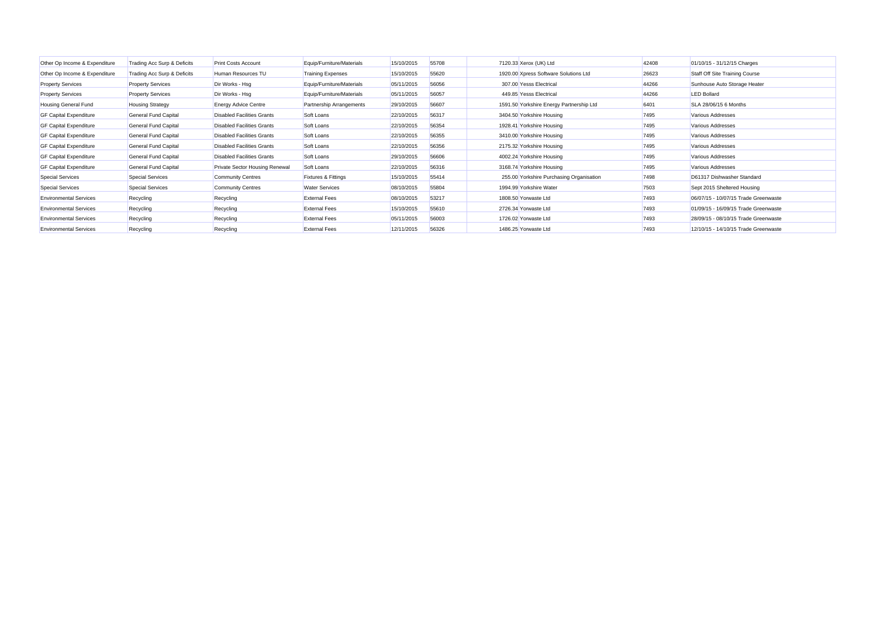| | | | | | | | | | |
|---|---|---|---|---|---|---|---|---|---|
| Other Op Income & Expenditure | Trading Acc Surp & Deficits | Print Costs Account | Equip/Furniture/Materials | 15/10/2015 | 55708 | 7120.33 | Xerox (UK) Ltd | 42408 | 01/10/15 - 31/12/15 Charges |
| Other Op Income & Expenditure | Trading Acc Surp & Deficits | Human Resources TU | Training Expenses | 15/10/2015 | 55620 | 1920.00 | Xpress Software Solutions Ltd | 26623 | Staff Off Site Training Course |
| Property Services | Property Services | Dir Works - Hsg | Equip/Furniture/Materials | 05/11/2015 | 56056 | 307.00 | Yesss Electrical | 44266 | Sunhouse Auto Storage Heater |
| Property Services | Property Services | Dir Works - Hsg | Equip/Furniture/Materials | 05/11/2015 | 56057 | 449.85 | Yesss Electrical | 44266 | LED Bollard |
| Housing General Fund | Housing Strategy | Energy Advice Centre | Partnership Arrangements | 29/10/2015 | 56607 | 1591.50 | Yorkshire Energy Partnership Ltd | 6401 | SLA 28/06/15 6 Months |
| GF Capital Expenditure | General Fund Capital | Disabled Facilities Grants | Soft Loans | 22/10/2015 | 56317 | 3404.50 | Yorkshire Housing | 7495 | Various Addresses |
| GF Capital Expenditure | General Fund Capital | Disabled Facilities Grants | Soft Loans | 22/10/2015 | 56354 | 1928.41 | Yorkshire Housing | 7495 | Various Addresses |
| GF Capital Expenditure | General Fund Capital | Disabled Facilities Grants | Soft Loans | 22/10/2015 | 56355 | 3410.00 | Yorkshire Housing | 7495 | Various Addresses |
| GF Capital Expenditure | General Fund Capital | Disabled Facilities Grants | Soft Loans | 22/10/2015 | 56356 | 2175.32 | Yorkshire Housing | 7495 | Various Addresses |
| GF Capital Expenditure | General Fund Capital | Disabled Facilities Grants | Soft Loans | 29/10/2015 | 56606 | 4002.24 | Yorkshire Housing | 7495 | Various Addresses |
| GF Capital Expenditure | General Fund Capital | Private Sector Housing Renewal | Soft Loans | 22/10/2015 | 56316 | 3168.74 | Yorkshire Housing | 7495 | Various Addresses |
| Special Services | Special Services | Community Centres | Fixtures & Fittings | 15/10/2015 | 55414 | 255.00 | Yorkshire Purchasing Organisation | 7498 | D61317 Dishwasher Standard |
| Special Services | Special Services | Community Centres | Water Services | 08/10/2015 | 55804 | 1994.99 | Yorkshire Water | 7503 | Sept 2015 Sheltered Housing |
| Environmental Services | Recycling | Recycling | External Fees | 08/10/2015 | 53217 | 1808.50 | Yorwaste Ltd | 7493 | 06/07/15 - 10/07/15 Trade Greenwaste |
| Environmental Services | Recycling | Recycling | External Fees | 15/10/2015 | 55610 | 2726.34 | Yorwaste Ltd | 7493 | 01/09/15 - 16/09/15 Trade Greenwaste |
| Environmental Services | Recycling | Recycling | External Fees | 05/11/2015 | 56003 | 1726.02 | Yorwaste Ltd | 7493 | 28/09/15 - 08/10/15 Trade Greenwaste |
| Environmental Services | Recycling | Recycling | External Fees | 12/11/2015 | 56326 | 1486.25 | Yorwaste Ltd | 7493 | 12/10/15 - 14/10/15 Trade Greenwaste |